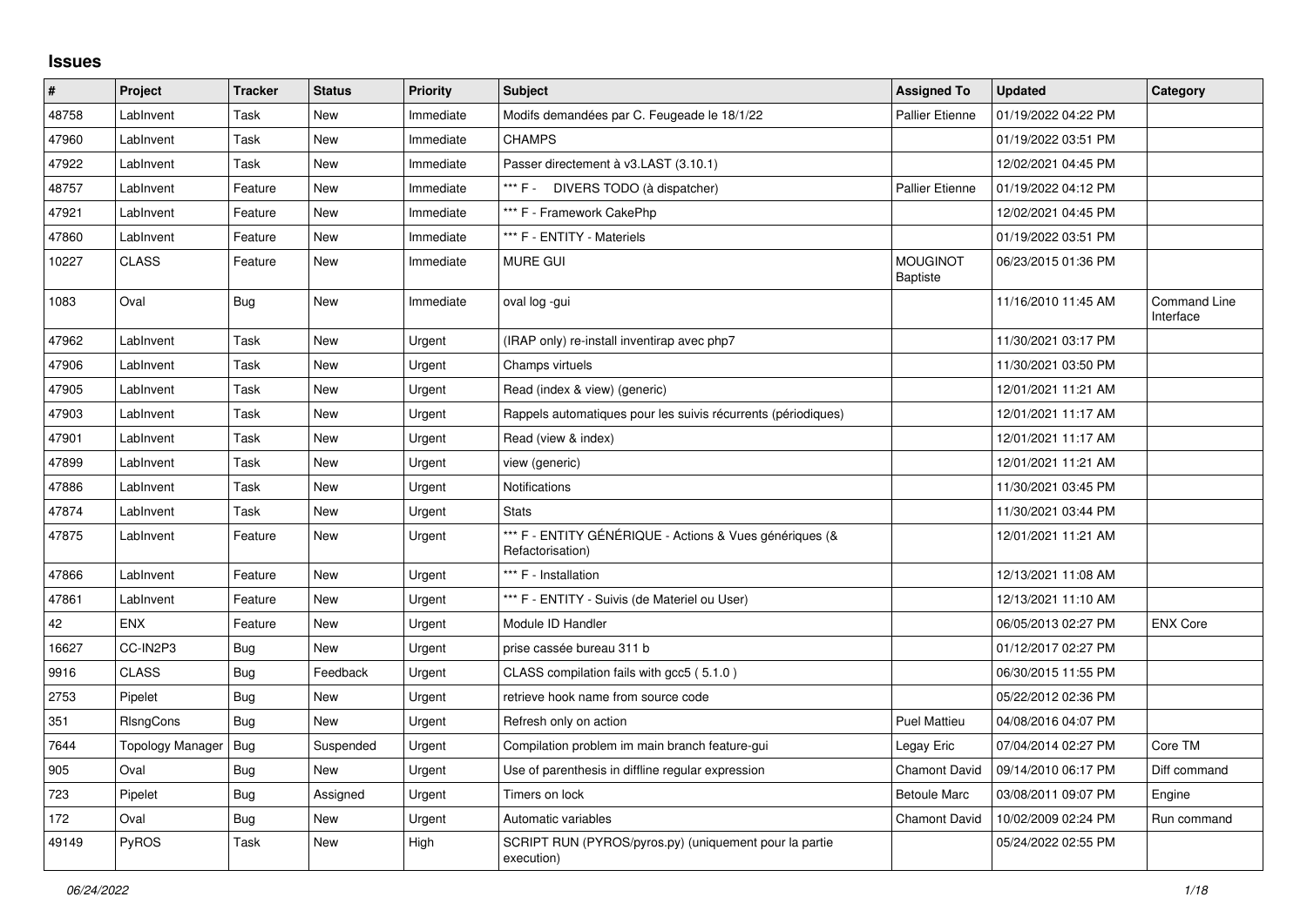## Issues

| # | Project | Tracker | Status | Priority | Subject | Assigned To | Updated | Category |
|---|---|---|---|---|---|---|---|---|
| 48758 | LabInvent | Task | New | Immediate | Modifs demandées par C. Feugeade le 18/1/22 | Pallier Etienne | 01/19/2022 04:22 PM | |
| 47960 | LabInvent | Task | New | Immediate | CHAMPS | | 01/19/2022 03:51 PM | |
| 47922 | LabInvent | Task | New | Immediate | Passer directement à v3.LAST (3.10.1) | | 12/02/2021 04:45 PM | |
| 48757 | LabInvent | Feature | New | Immediate | *** F - DIVERS TODO (à dispatcher) | Pallier Etienne | 01/19/2022 04:12 PM | |
| 47921 | LabInvent | Feature | New | Immediate | *** F - Framework CakePhp | | 12/02/2021 04:45 PM | |
| 47860 | LabInvent | Feature | New | Immediate | *** F - ENTITY - Materiels | | 01/19/2022 03:51 PM | |
| 10227 | CLASS | Feature | New | Immediate | MURE GUI | MOUGINOT Baptiste | 06/23/2015 01:36 PM | |
| 1083 | Oval | Bug | New | Immediate | oval log -gui | | 11/16/2010 11:45 AM | Command Line Interface |
| 47962 | LabInvent | Task | New | Urgent | (IRAP only) re-install inventirap avec php7 | | 11/30/2021 03:17 PM | |
| 47906 | LabInvent | Task | New | Urgent | Champs virtuels | | 11/30/2021 03:50 PM | |
| 47905 | LabInvent | Task | New | Urgent | Read (index & view) (generic) | | 12/01/2021 11:21 AM | |
| 47903 | LabInvent | Task | New | Urgent | Rappels automatiques pour les suivis récurrents (périodiques) | | 12/01/2021 11:17 AM | |
| 47901 | LabInvent | Task | New | Urgent | Read (view & index) | | 12/01/2021 11:17 AM | |
| 47899 | LabInvent | Task | New | Urgent | view (generic) | | 12/01/2021 11:21 AM | |
| 47886 | LabInvent | Task | New | Urgent | Notifications | | 11/30/2021 03:45 PM | |
| 47874 | LabInvent | Task | New | Urgent | Stats | | 11/30/2021 03:44 PM | |
| 47875 | LabInvent | Feature | New | Urgent | *** F - ENTITY GÉNÉRIQUE - Actions & Vues génériques (& Refactorisation) | | 12/01/2021 11:21 AM | |
| 47866 | LabInvent | Feature | New | Urgent | *** F - Installation | | 12/13/2021 11:08 AM | |
| 47861 | LabInvent | Feature | New | Urgent | *** F - ENTITY - Suivis (de Materiel ou User) | | 12/13/2021 11:10 AM | |
| 42 | ENX | Feature | New | Urgent | Module ID Handler | | 06/05/2013 02:27 PM | ENX Core |
| 16627 | CC-IN2P3 | Bug | New | Urgent | prise cassée bureau 311 b | | 01/12/2017 02:27 PM | |
| 9916 | CLASS | Bug | Feedback | Urgent | CLASS compilation fails with gcc5 ( 5.1.0 ) | | 06/30/2015 11:55 PM | |
| 2753 | Pipelet | Bug | New | Urgent | retrieve hook name from source code | | 05/22/2012 02:36 PM | |
| 351 | RlsngCons | Bug | New | Urgent | Refresh only on action | Puel Mattieu | 04/08/2016 04:07 PM | |
| 7644 | Topology Manager | Bug | Suspended | Urgent | Compilation problem im main branch feature-gui | Legay Eric | 07/04/2014 02:27 PM | Core TM |
| 905 | Oval | Bug | New | Urgent | Use of parenthesis in diffline regular expression | Chamont David | 09/14/2010 06:17 PM | Diff command |
| 723 | Pipelet | Bug | Assigned | Urgent | Timers on lock | Betoule Marc | 03/08/2011 09:07 PM | Engine |
| 172 | Oval | Bug | New | Urgent | Automatic variables | Chamont David | 10/02/2009 02:24 PM | Run command |
| 49149 | PyROS | Task | New | High | SCRIPT RUN (PYROS/pyros.py) (uniquement pour la partie execution) | | 05/24/2022 02:55 PM | |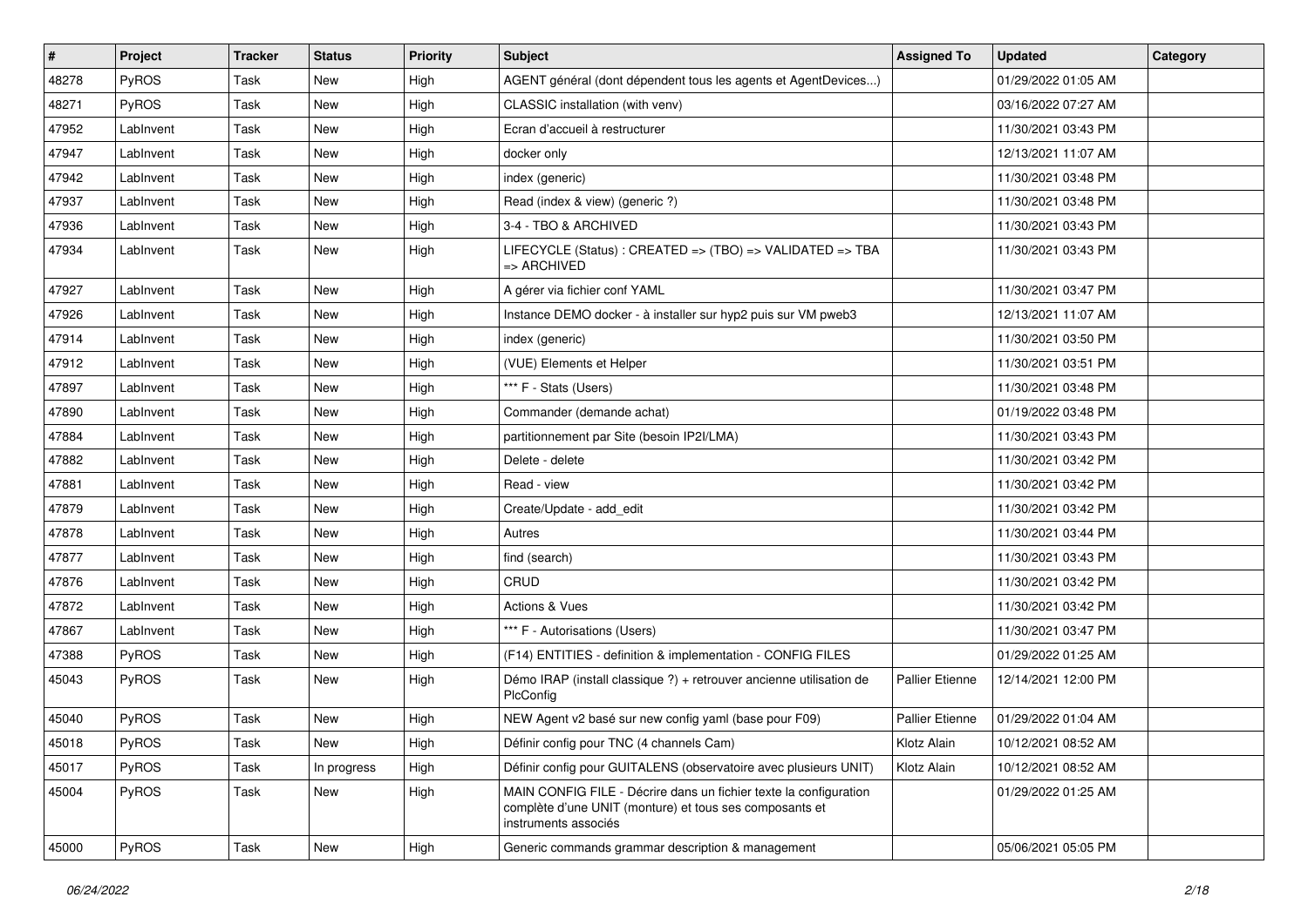| # | Project | Tracker | Status | Priority | Subject | Assigned To | Updated | Category |
|---|---|---|---|---|---|---|---|---|
| 48278 | PyROS | Task | New | High | AGENT général (dont dépendent tous les agents et AgentDevices...) | | 01/29/2022 01:05 AM | |
| 48271 | PyROS | Task | New | High | CLASSIC installation (with venv) | | 03/16/2022 07:27 AM | |
| 47952 | LabInvent | Task | New | High | Ecran d'accueil à restructurer | | 11/30/2021 03:43 PM | |
| 47947 | LabInvent | Task | New | High | docker only | | 12/13/2021 11:07 AM | |
| 47942 | LabInvent | Task | New | High | index (generic) | | 11/30/2021 03:48 PM | |
| 47937 | LabInvent | Task | New | High | Read (index & view) (generic ?) | | 11/30/2021 03:48 PM | |
| 47936 | LabInvent | Task | New | High | 3-4 - TBO & ARCHIVED | | 11/30/2021 03:43 PM | |
| 47934 | LabInvent | Task | New | High | LIFECYCLE (Status) : CREATED => (TBO) => VALIDATED => TBA => ARCHIVED | | 11/30/2021 03:43 PM | |
| 47927 | LabInvent | Task | New | High | A gérer via fichier conf YAML | | 11/30/2021 03:47 PM | |
| 47926 | LabInvent | Task | New | High | Instance DEMO docker - à installer sur hyp2 puis sur VM pweb3 | | 12/13/2021 11:07 AM | |
| 47914 | LabInvent | Task | New | High | index (generic) | | 11/30/2021 03:50 PM | |
| 47912 | LabInvent | Task | New | High | (VUE) Elements et Helper | | 11/30/2021 03:51 PM | |
| 47897 | LabInvent | Task | New | High | *** F - Stats (Users) | | 11/30/2021 03:48 PM | |
| 47890 | LabInvent | Task | New | High | Commander (demande achat) | | 01/19/2022 03:48 PM | |
| 47884 | LabInvent | Task | New | High | partitionnement par Site (besoin IP2I/LMA) | | 11/30/2021 03:43 PM | |
| 47882 | LabInvent | Task | New | High | Delete - delete | | 11/30/2021 03:42 PM | |
| 47881 | LabInvent | Task | New | High | Read - view | | 11/30/2021 03:42 PM | |
| 47879 | LabInvent | Task | New | High | Create/Update - add_edit | | 11/30/2021 03:42 PM | |
| 47878 | LabInvent | Task | New | High | Autres | | 11/30/2021 03:44 PM | |
| 47877 | LabInvent | Task | New | High | find (search) | | 11/30/2021 03:43 PM | |
| 47876 | LabInvent | Task | New | High | CRUD | | 11/30/2021 03:42 PM | |
| 47872 | LabInvent | Task | New | High | Actions & Vues | | 11/30/2021 03:42 PM | |
| 47867 | LabInvent | Task | New | High | *** F - Autorisations (Users) | | 11/30/2021 03:47 PM | |
| 47388 | PyROS | Task | New | High | (F14) ENTITIES - definition & implementation - CONFIG FILES | | 01/29/2022 01:25 AM | |
| 45043 | PyROS | Task | New | High | Démo IRAP (install classique ?) + retrouver ancienne utilisation de PlcConfig | Pallier Etienne | 12/14/2021 12:00 PM | |
| 45040 | PyROS | Task | New | High | NEW Agent v2 basé sur new config yaml (base pour F09) | Pallier Etienne | 01/29/2022 01:04 AM | |
| 45018 | PyROS | Task | New | High | Définir config pour TNC (4 channels Cam) | Klotz Alain | 10/12/2021 08:52 AM | |
| 45017 | PyROS | Task | In progress | High | Définir config pour GUITALENS (observatoire avec plusieurs UNIT) | Klotz Alain | 10/12/2021 08:52 AM | |
| 45004 | PyROS | Task | New | High | MAIN CONFIG FILE - Décrire dans un fichier texte la configuration complète d'une UNIT (monture) et tous ses composants et instruments associés | | 01/29/2022 01:25 AM | |
| 45000 | PyROS | Task | New | High | Generic commands grammar description & management | | 05/06/2021 05:05 PM | |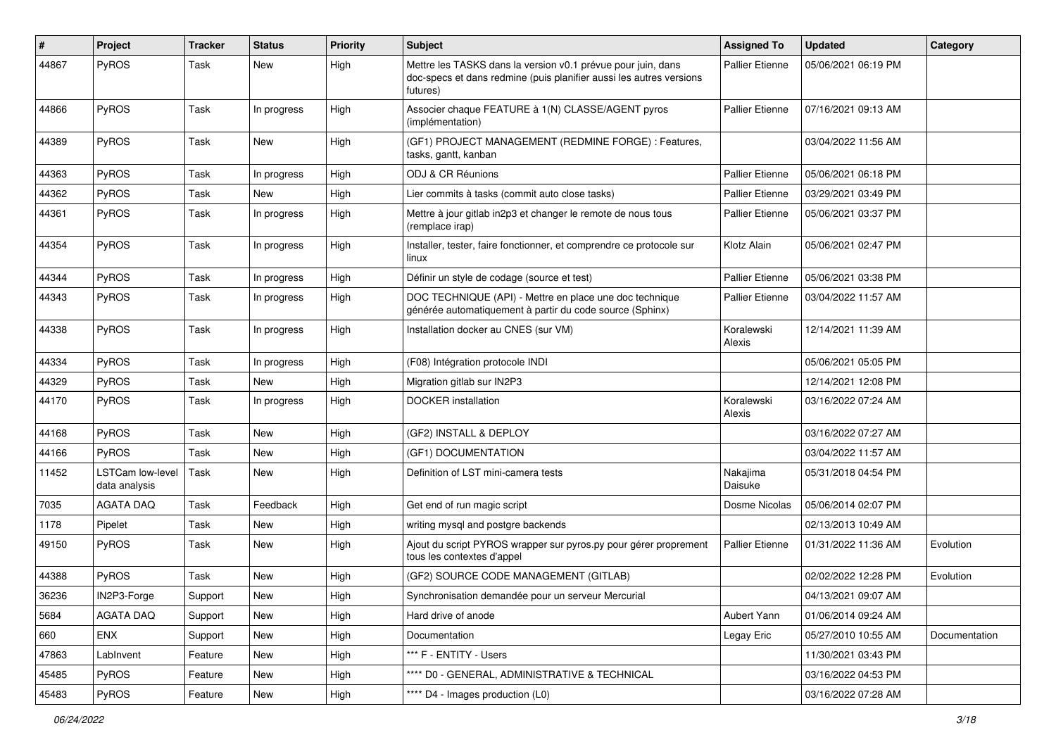| # | Project | Tracker | Status | Priority | Subject | Assigned To | Updated | Category |
|---|---|---|---|---|---|---|---|---|
| 44867 | PyROS | Task | New | High | Mettre les TASKS dans la version v0.1 prévue pour juin, dans doc-specs et dans redmine (puis planifier aussi les autres versions futures) | Pallier Etienne | 05/06/2021 06:19 PM | |
| 44866 | PyROS | Task | In progress | High | Associer chaque FEATURE à 1(N) CLASSE/AGENT pyros (implémentation) | Pallier Etienne | 07/16/2021 09:13 AM | |
| 44389 | PyROS | Task | New | High | (GF1) PROJECT MANAGEMENT (REDMINE FORGE) : Features, tasks, gantt, kanban | | 03/04/2022 11:56 AM | |
| 44363 | PyROS | Task | In progress | High | ODJ & CR Réunions | Pallier Etienne | 05/06/2021 06:18 PM | |
| 44362 | PyROS | Task | New | High | Lier commits à tasks (commit auto close tasks) | Pallier Etienne | 03/29/2021 03:49 PM | |
| 44361 | PyROS | Task | In progress | High | Mettre à jour gitlab in2p3 et changer le remote de nous tous (remplace irap) | Pallier Etienne | 05/06/2021 03:37 PM | |
| 44354 | PyROS | Task | In progress | High | Installer, tester, faire fonctionner, et comprendre ce protocole sur linux | Klotz Alain | 05/06/2021 02:47 PM | |
| 44344 | PyROS | Task | In progress | High | Définir un style de codage (source et test) | Pallier Etienne | 05/06/2021 03:38 PM | |
| 44343 | PyROS | Task | In progress | High | DOC TECHNIQUE (API) - Mettre en place une doc technique générée automatiquement à partir du code source (Sphinx) | Pallier Etienne | 03/04/2022 11:57 AM | |
| 44338 | PyROS | Task | In progress | High | Installation docker au CNES (sur VM) | Koralewski Alexis | 12/14/2021 11:39 AM | |
| 44334 | PyROS | Task | In progress | High | (F08) Intégration protocole INDI | | 05/06/2021 05:05 PM | |
| 44329 | PyROS | Task | New | High | Migration gitlab sur IN2P3 | | 12/14/2021 12:08 PM | |
| 44170 | PyROS | Task | In progress | High | DOCKER installation | Koralewski Alexis | 03/16/2022 07:24 AM | |
| 44168 | PyROS | Task | New | High | (GF2) INSTALL & DEPLOY | | 03/16/2022 07:27 AM | |
| 44166 | PyROS | Task | New | High | (GF1) DOCUMENTATION | | 03/04/2022 11:57 AM | |
| 11452 | LSTCam low-level data analysis | Task | New | High | Definition of LST mini-camera tests | Nakajima Daisuke | 05/31/2018 04:54 PM | |
| 7035 | AGATA DAQ | Task | Feedback | High | Get end of run magic script | Dosme Nicolas | 05/06/2014 02:07 PM | |
| 1178 | Pipelet | Task | New | High | writing mysql and postgre backends | | 02/13/2013 10:49 AM | |
| 49150 | PyROS | Task | New | High | Ajout du script PYROS wrapper sur pyros.py pour gérer proprement tous les contextes d'appel | Pallier Etienne | 01/31/2022 11:36 AM | Evolution |
| 44388 | PyROS | Task | New | High | (GF2) SOURCE CODE MANAGEMENT (GITLAB) | | 02/02/2022 12:28 PM | Evolution |
| 36236 | IN2P3-Forge | Support | New | High | Synchronisation demandée pour un serveur Mercurial | | 04/13/2021 09:07 AM | |
| 5684 | AGATA DAQ | Support | New | High | Hard drive of anode | Aubert Yann | 01/06/2014 09:24 AM | |
| 660 | ENX | Support | New | High | Documentation | Legay Eric | 05/27/2010 10:55 AM | Documentation |
| 47863 | LabInvent | Feature | New | High | *** F - ENTITY - Users | | 11/30/2021 03:43 PM | |
| 45485 | PyROS | Feature | New | High | **** D0 - GENERAL, ADMINISTRATIVE & TECHNICAL | | 03/16/2022 04:53 PM | |
| 45483 | PyROS | Feature | New | High | **** D4 - Images production (L0) | | 03/16/2022 07:28 AM | |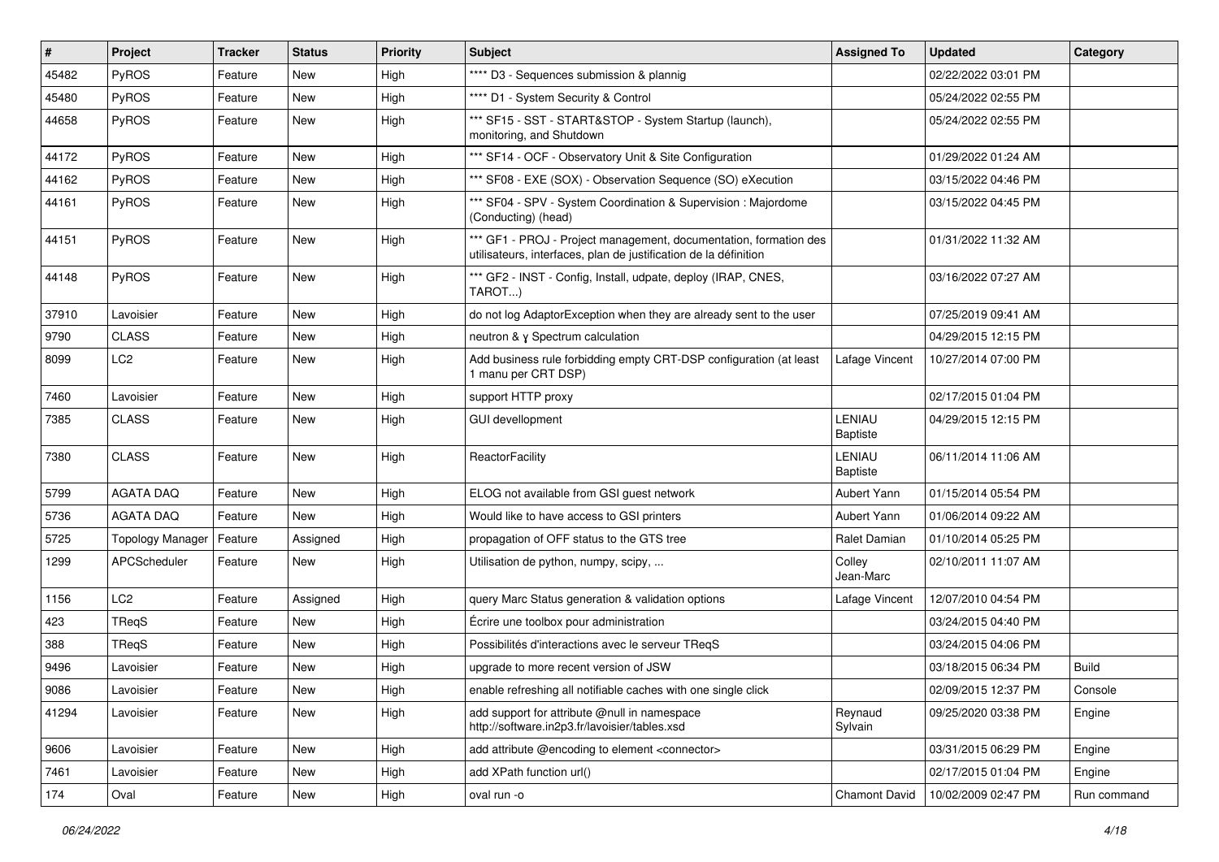| # | Project | Tracker | Status | Priority | Subject | Assigned To | Updated | Category |
|---|---|---|---|---|---|---|---|---|
| 45482 | PyROS | Feature | New | High | **** D3 - Sequences submission & plannig | | 02/22/2022 03:01 PM | |
| 45480 | PyROS | Feature | New | High | **** D1 - System Security & Control | | 05/24/2022 02:55 PM | |
| 44658 | PyROS | Feature | New | High | *** SF15 - SST - START&STOP - System Startup (launch), monitoring, and Shutdown | | 05/24/2022 02:55 PM | |
| 44172 | PyROS | Feature | New | High | *** SF14 - OCF - Observatory Unit & Site Configuration | | 01/29/2022 01:24 AM | |
| 44162 | PyROS | Feature | New | High | *** SF08 - EXE (SOX) - Observation Sequence (SO) eXecution | | 03/15/2022 04:46 PM | |
| 44161 | PyROS | Feature | New | High | *** SF04 - SPV - System Coordination & Supervision : Majordome (Conducting) (head) | | 03/15/2022 04:45 PM | |
| 44151 | PyROS | Feature | New | High | *** GF1 - PROJ - Project management, documentation, formation des utilisateurs, interfaces, plan de justification de la définition | | 01/31/2022 11:32 AM | |
| 44148 | PyROS | Feature | New | High | *** GF2 - INST - Config, Install, udpate, deploy (IRAP, CNES, TAROT...) | | 03/16/2022 07:27 AM | |
| 37910 | Lavoisier | Feature | New | High | do not log AdaptorException when they are already sent to the user | | 07/25/2019 09:41 AM | |
| 9790 | CLASS | Feature | New | High | neutron & γ Spectrum calculation | | 04/29/2015 12:15 PM | |
| 8099 | LC2 | Feature | New | High | Add business rule forbidding empty CRT-DSP configuration (at least 1 manu per CRT DSP) | Lafage Vincent | 10/27/2014 07:00 PM | |
| 7460 | Lavoisier | Feature | New | High | support HTTP proxy | | 02/17/2015 01:04 PM | |
| 7385 | CLASS | Feature | New | High | GUI devellopment | LENIAU Baptiste | 04/29/2015 12:15 PM | |
| 7380 | CLASS | Feature | New | High | ReactorFacility | LENIAU Baptiste | 06/11/2014 11:06 AM | |
| 5799 | AGATA DAQ | Feature | New | High | ELOG not available from GSI guest network | Aubert Yann | 01/15/2014 05:54 PM | |
| 5736 | AGATA DAQ | Feature | New | High | Would like to have access to GSI printers | Aubert Yann | 01/06/2014 09:22 AM | |
| 5725 | Topology Manager | Feature | Assigned | High | propagation of OFF status to the GTS tree | Ralet Damian | 01/10/2014 05:25 PM | |
| 1299 | APCScheduler | Feature | New | High | Utilisation de python, numpy, scipy, ... | Colley Jean-Marc | 02/10/2011 11:07 AM | |
| 1156 | LC2 | Feature | Assigned | High | query Marc Status generation & validation options | Lafage Vincent | 12/07/2010 04:54 PM | |
| 423 | TReqS | Feature | New | High | Écrire une toolbox pour administration | | 03/24/2015 04:40 PM | |
| 388 | TReqS | Feature | New | High | Possibilités d'interactions avec le serveur TReqS | | 03/24/2015 04:06 PM | |
| 9496 | Lavoisier | Feature | New | High | upgrade to more recent version of JSW | | 03/18/2015 06:34 PM | Build |
| 9086 | Lavoisier | Feature | New | High | enable refreshing all notifiable caches with one single click | | 02/09/2015 12:37 PM | Console |
| 41294 | Lavoisier | Feature | New | High | add support for attribute @null in namespace http://software.in2p3.fr/lavoisier/tables.xsd | Reynaud Sylvain | 09/25/2020 03:38 PM | Engine |
| 9606 | Lavoisier | Feature | New | High | add attribute @encoding to element <connector> | | 03/31/2015 06:29 PM | Engine |
| 7461 | Lavoisier | Feature | New | High | add XPath function url() | | 02/17/2015 01:04 PM | Engine |
| 174 | Oval | Feature | New | High | oval run -o | Chamont David | 10/02/2009 02:47 PM | Run command |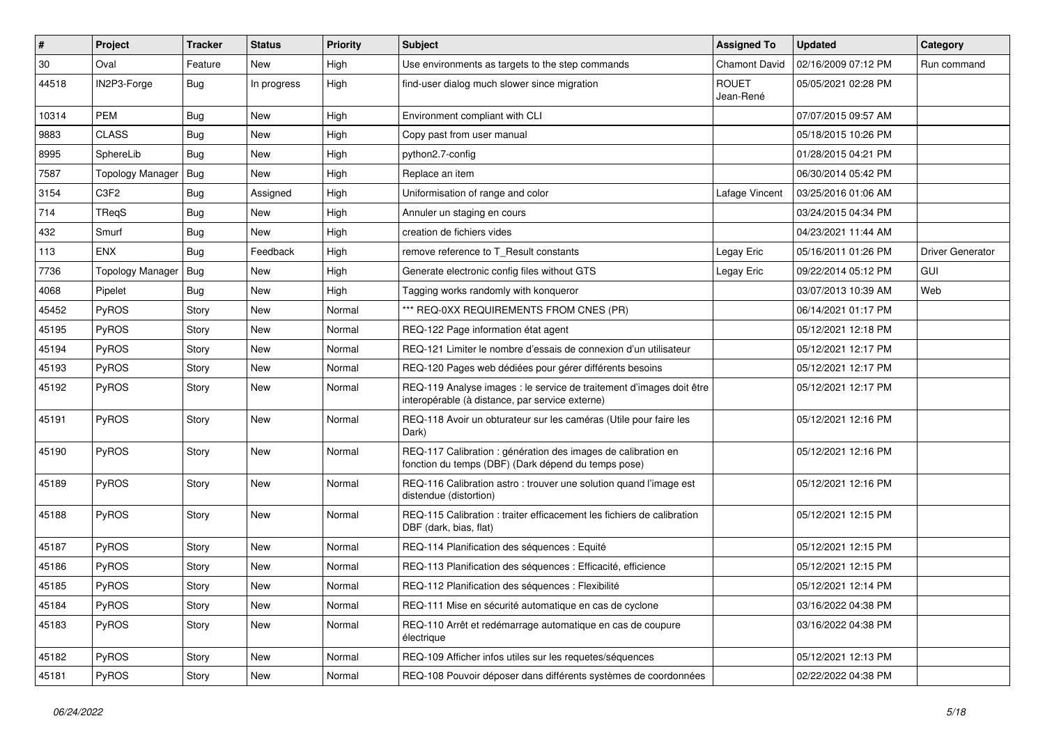| # | Project | Tracker | Status | Priority | Subject | Assigned To | Updated | Category |
|---|---|---|---|---|---|---|---|---|
| 30 | Oval | Feature | New | High | Use environments as targets to the step commands | Chamont David | 02/16/2009 07:12 PM | Run command |
| 44518 | IN2P3-Forge | Bug | In progress | High | find-user dialog much slower since migration | ROUET Jean-René | 05/05/2021 02:28 PM | |
| 10314 | PEM | Bug | New | High | Environment compliant with CLI | | 07/07/2015 09:57 AM | |
| 9883 | CLASS | Bug | New | High | Copy past from user manual | | 05/18/2015 10:26 PM | |
| 8995 | SphereLib | Bug | New | High | python2.7-config | | 01/28/2015 04:21 PM | |
| 7587 | Topology Manager | Bug | New | High | Replace an item | | 06/30/2014 05:42 PM | |
| 3154 | C3F2 | Bug | Assigned | High | Uniformisation of range and color | Lafage Vincent | 03/25/2016 01:06 AM | |
| 714 | TReqS | Bug | New | High | Annuler un staging en cours | | 03/24/2015 04:34 PM | |
| 432 | Smurf | Bug | New | High | creation de fichiers vides | | 04/23/2021 11:44 AM | |
| 113 | ENX | Bug | Feedback | High | remove reference to T_Result constants | Legay Eric | 05/16/2011 01:26 PM | Driver Generator |
| 7736 | Topology Manager | Bug | New | High | Generate electronic config files without GTS | Legay Eric | 09/22/2014 05:12 PM | GUI |
| 4068 | Pipelet | Bug | New | High | Tagging works randomly with konqueror | | 03/07/2013 10:39 AM | Web |
| 45452 | PyROS | Story | New | Normal | *** REQ-0XX REQUIREMENTS FROM CNES (PR) | | 06/14/2021 01:17 PM | |
| 45195 | PyROS | Story | New | Normal | REQ-122 Page information état agent | | 05/12/2021 12:18 PM | |
| 45194 | PyROS | Story | New | Normal | REQ-121 Limiter le nombre d'essais de connexion d'un utilisateur | | 05/12/2021 12:17 PM | |
| 45193 | PyROS | Story | New | Normal | REQ-120 Pages web dédiées pour gérer différents besoins | | 05/12/2021 12:17 PM | |
| 45192 | PyROS | Story | New | Normal | REQ-119 Analyse images : le service de traitement d'images doit être interopérable (à distance, par service externe) | | 05/12/2021 12:17 PM | |
| 45191 | PyROS | Story | New | Normal | REQ-118 Avoir un obturateur sur les caméras (Utile pour faire les Dark) | | 05/12/2021 12:16 PM | |
| 45190 | PyROS | Story | New | Normal | REQ-117 Calibration : génération des images de calibration en fonction du temps (DBF) (Dark dépend du temps pose) | | 05/12/2021 12:16 PM | |
| 45189 | PyROS | Story | New | Normal | REQ-116 Calibration astro : trouver une solution quand l'image est distendue (distortion) | | 05/12/2021 12:16 PM | |
| 45188 | PyROS | Story | New | Normal | REQ-115 Calibration : traiter efficacement les fichiers de calibration DBF (dark, bias, flat) | | 05/12/2021 12:15 PM | |
| 45187 | PyROS | Story | New | Normal | REQ-114 Planification des séquences : Equité | | 05/12/2021 12:15 PM | |
| 45186 | PyROS | Story | New | Normal | REQ-113 Planification des séquences : Efficacité, efficience | | 05/12/2021 12:15 PM | |
| 45185 | PyROS | Story | New | Normal | REQ-112 Planification des séquences : Flexibilité | | 05/12/2021 12:14 PM | |
| 45184 | PyROS | Story | New | Normal | REQ-111 Mise en sécurité automatique en cas de cyclone | | 03/16/2022 04:38 PM | |
| 45183 | PyROS | Story | New | Normal | REQ-110 Arrêt et redémarrage automatique en cas de coupure électrique | | 03/16/2022 04:38 PM | |
| 45182 | PyROS | Story | New | Normal | REQ-109 Afficher infos utiles sur les requetes/séquences | | 05/12/2021 12:13 PM | |
| 45181 | PyROS | Story | New | Normal | REQ-108 Pouvoir déposer dans différents systèmes de coordonnées | | 02/22/2022 04:38 PM | |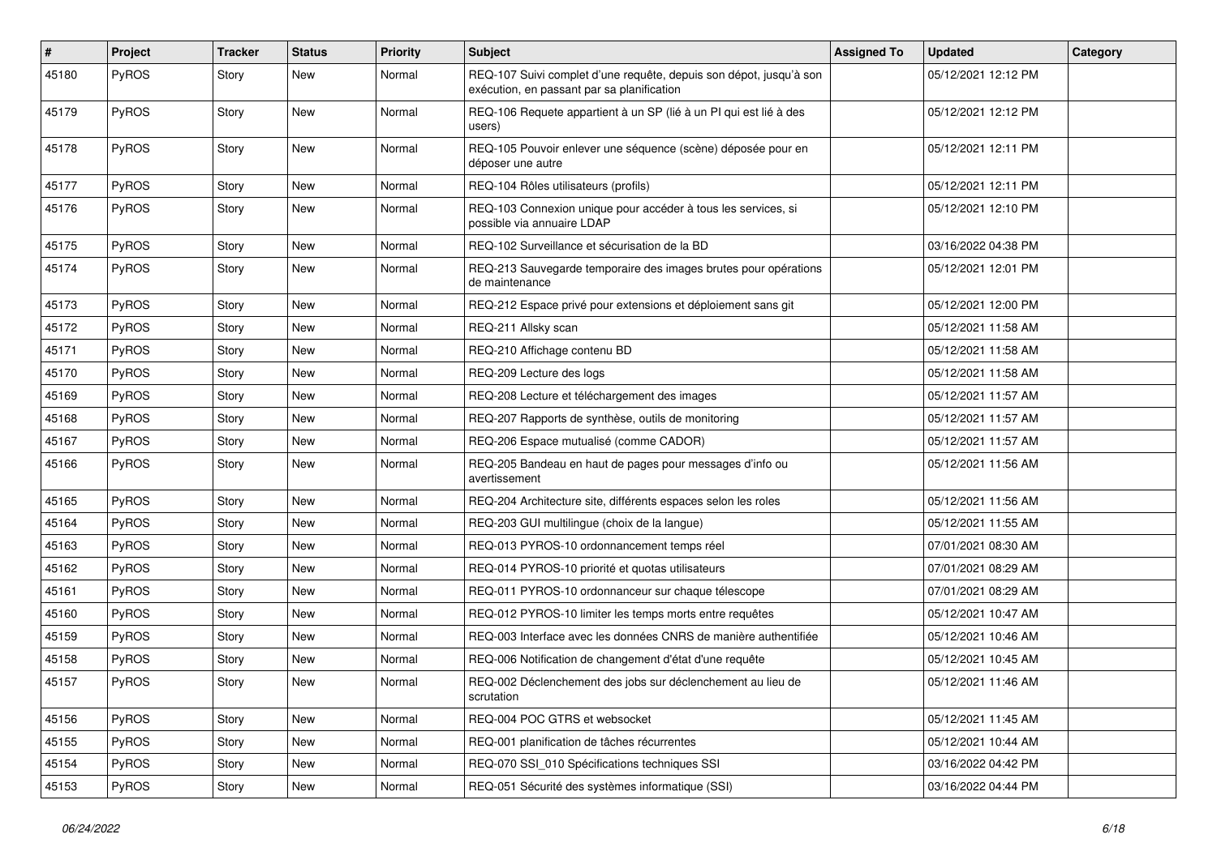| # | Project | Tracker | Status | Priority | Subject | Assigned To | Updated | Category |
|---|---|---|---|---|---|---|---|---|
| 45180 | PyROS | Story | New | Normal | REQ-107 Suivi complet d'une requête, depuis son dépot, jusqu'à son exécution, en passant par sa planification | | 05/12/2021 12:12 PM | |
| 45179 | PyROS | Story | New | Normal | REQ-106 Requete appartient à un SP (lié à un PI qui est lié à des users) | | 05/12/2021 12:12 PM | |
| 45178 | PyROS | Story | New | Normal | REQ-105 Pouvoir enlever une séquence (scène) déposée pour en déposer une autre | | 05/12/2021 12:11 PM | |
| 45177 | PyROS | Story | New | Normal | REQ-104 Rôles utilisateurs (profils) | | 05/12/2021 12:11 PM | |
| 45176 | PyROS | Story | New | Normal | REQ-103 Connexion unique pour accéder à tous les services, si possible via annuaire LDAP | | 05/12/2021 12:10 PM | |
| 45175 | PyROS | Story | New | Normal | REQ-102 Surveillance et sécurisation de la BD | | 03/16/2022 04:38 PM | |
| 45174 | PyROS | Story | New | Normal | REQ-213 Sauvegarde temporaire des images brutes pour opérations de maintenance | | 05/12/2021 12:01 PM | |
| 45173 | PyROS | Story | New | Normal | REQ-212 Espace privé pour extensions et déploiement sans git | | 05/12/2021 12:00 PM | |
| 45172 | PyROS | Story | New | Normal | REQ-211 Allsky scan | | 05/12/2021 11:58 AM | |
| 45171 | PyROS | Story | New | Normal | REQ-210 Affichage contenu BD | | 05/12/2021 11:58 AM | |
| 45170 | PyROS | Story | New | Normal | REQ-209 Lecture des logs | | 05/12/2021 11:58 AM | |
| 45169 | PyROS | Story | New | Normal | REQ-208 Lecture et téléchargement des images | | 05/12/2021 11:57 AM | |
| 45168 | PyROS | Story | New | Normal | REQ-207 Rapports de synthèse, outils de monitoring | | 05/12/2021 11:57 AM | |
| 45167 | PyROS | Story | New | Normal | REQ-206 Espace mutualisé (comme CADOR) | | 05/12/2021 11:57 AM | |
| 45166 | PyROS | Story | New | Normal | REQ-205 Bandeau en haut de pages pour messages d'info ou avertissement | | 05/12/2021 11:56 AM | |
| 45165 | PyROS | Story | New | Normal | REQ-204 Architecture site, différents espaces selon les roles | | 05/12/2021 11:56 AM | |
| 45164 | PyROS | Story | New | Normal | REQ-203 GUI multilingue (choix de la langue) | | 05/12/2021 11:55 AM | |
| 45163 | PyROS | Story | New | Normal | REQ-013 PYROS-10 ordonnancement temps réel | | 07/01/2021 08:30 AM | |
| 45162 | PyROS | Story | New | Normal | REQ-014 PYROS-10 priorité et quotas utilisateurs | | 07/01/2021 08:29 AM | |
| 45161 | PyROS | Story | New | Normal | REQ-011 PYROS-10 ordonnanceur sur chaque télescope | | 07/01/2021 08:29 AM | |
| 45160 | PyROS | Story | New | Normal | REQ-012 PYROS-10 limiter les temps morts entre requêtes | | 05/12/2021 10:47 AM | |
| 45159 | PyROS | Story | New | Normal | REQ-003 Interface avec les données CNRS de manière authentifiée | | 05/12/2021 10:46 AM | |
| 45158 | PyROS | Story | New | Normal | REQ-006 Notification de changement d'état d'une requête | | 05/12/2021 10:45 AM | |
| 45157 | PyROS | Story | New | Normal | REQ-002 Déclenchement des jobs sur déclenchement au lieu de scrutation | | 05/12/2021 11:46 AM | |
| 45156 | PyROS | Story | New | Normal | REQ-004 POC GTRS et websocket | | 05/12/2021 11:45 AM | |
| 45155 | PyROS | Story | New | Normal | REQ-001 planification de tâches récurrentes | | 05/12/2021 10:44 AM | |
| 45154 | PyROS | Story | New | Normal | REQ-070 SSI_010 Spécifications techniques SSI | | 03/16/2022 04:42 PM | |
| 45153 | PyROS | Story | New | Normal | REQ-051 Sécurité des systèmes informatique (SSI) | | 03/16/2022 04:44 PM | |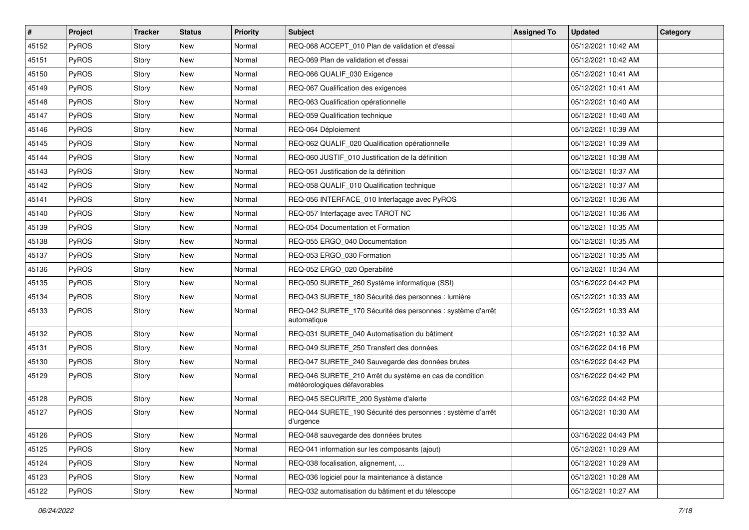| # | Project | Tracker | Status | Priority | Subject | Assigned To | Updated | Category |
|---|---|---|---|---|---|---|---|---|
| 45152 | PyROS | Story | New | Normal | REQ-068 ACCEPT_010 Plan de validation et d'essai | | 05/12/2021 10:42 AM | |
| 45151 | PyROS | Story | New | Normal | REQ-069 Plan de validation et d'essai | | 05/12/2021 10:42 AM | |
| 45150 | PyROS | Story | New | Normal | REQ-066 QUALIF_030 Exigence | | 05/12/2021 10:41 AM | |
| 45149 | PyROS | Story | New | Normal | REQ-067 Qualification des exigences | | 05/12/2021 10:41 AM | |
| 45148 | PyROS | Story | New | Normal | REQ-063 Qualification opérationnelle | | 05/12/2021 10:40 AM | |
| 45147 | PyROS | Story | New | Normal | REQ-059 Qualification technique | | 05/12/2021 10:40 AM | |
| 45146 | PyROS | Story | New | Normal | REQ-064 Déploiement | | 05/12/2021 10:39 AM | |
| 45145 | PyROS | Story | New | Normal | REQ-062 QUALIF_020 Qualification opérationnelle | | 05/12/2021 10:39 AM | |
| 45144 | PyROS | Story | New | Normal | REQ-060 JUSTIF_010 Justification de la définition | | 05/12/2021 10:38 AM | |
| 45143 | PyROS | Story | New | Normal | REQ-061 Justification de la définition | | 05/12/2021 10:37 AM | |
| 45142 | PyROS | Story | New | Normal | REQ-058 QUALIF_010 Qualification technique | | 05/12/2021 10:37 AM | |
| 45141 | PyROS | Story | New | Normal | REQ-056 INTERFACE_010 Interfaçage avec PyROS | | 05/12/2021 10:36 AM | |
| 45140 | PyROS | Story | New | Normal | REQ-057 Interfaçage avec TAROT NC | | 05/12/2021 10:36 AM | |
| 45139 | PyROS | Story | New | Normal | REQ-054 Documentation et Formation | | 05/12/2021 10:35 AM | |
| 45138 | PyROS | Story | New | Normal | REQ-055 ERGO_040 Documentation | | 05/12/2021 10:35 AM | |
| 45137 | PyROS | Story | New | Normal | REQ-053 ERGO_030 Formation | | 05/12/2021 10:35 AM | |
| 45136 | PyROS | Story | New | Normal | REQ-052 ERGO_020 Operabilité | | 05/12/2021 10:34 AM | |
| 45135 | PyROS | Story | New | Normal | REQ-050 SURETE_260 Système informatique (SSI) | | 03/16/2022 04:42 PM | |
| 45134 | PyROS | Story | New | Normal | REQ-043 SURETE_180 Sécurité des personnes : lumière | | 05/12/2021 10:33 AM | |
| 45133 | PyROS | Story | New | Normal | REQ-042 SURETE_170 Sécurité des personnes : système d'arrêt automatique | | 05/12/2021 10:33 AM | |
| 45132 | PyROS | Story | New | Normal | REQ-031 SURETE_040 Automatisation du bâtiment | | 05/12/2021 10:32 AM | |
| 45131 | PyROS | Story | New | Normal | REQ-049 SURETE_250 Transfert des données | | 03/16/2022 04:16 PM | |
| 45130 | PyROS | Story | New | Normal | REQ-047 SURETE_240 Sauvegarde des données brutes | | 03/16/2022 04:42 PM | |
| 45129 | PyROS | Story | New | Normal | REQ-046 SURETE_210 Arrêt du système en cas de condition météorologiques défavorables | | 03/16/2022 04:42 PM | |
| 45128 | PyROS | Story | New | Normal | REQ-045 SECURITE_200 Système d'alerte | | 03/16/2022 04:42 PM | |
| 45127 | PyROS | Story | New | Normal | REQ-044 SURETE_190 Sécurité des personnes : système d'arrêt d'urgence | | 05/12/2021 10:30 AM | |
| 45126 | PyROS | Story | New | Normal | REQ-048 sauvegarde des données brutes | | 03/16/2022 04:43 PM | |
| 45125 | PyROS | Story | New | Normal | REQ-041 information sur les composants (ajout) | | 05/12/2021 10:29 AM | |
| 45124 | PyROS | Story | New | Normal | REQ-038 focalisation, alignement, ... | | 05/12/2021 10:29 AM | |
| 45123 | PyROS | Story | New | Normal | REQ-036 logiciel pour la maintenance à distance | | 05/12/2021 10:28 AM | |
| 45122 | PyROS | Story | New | Normal | REQ-032 automatisation du bâtiment et du télescope | | 05/12/2021 10:27 AM | |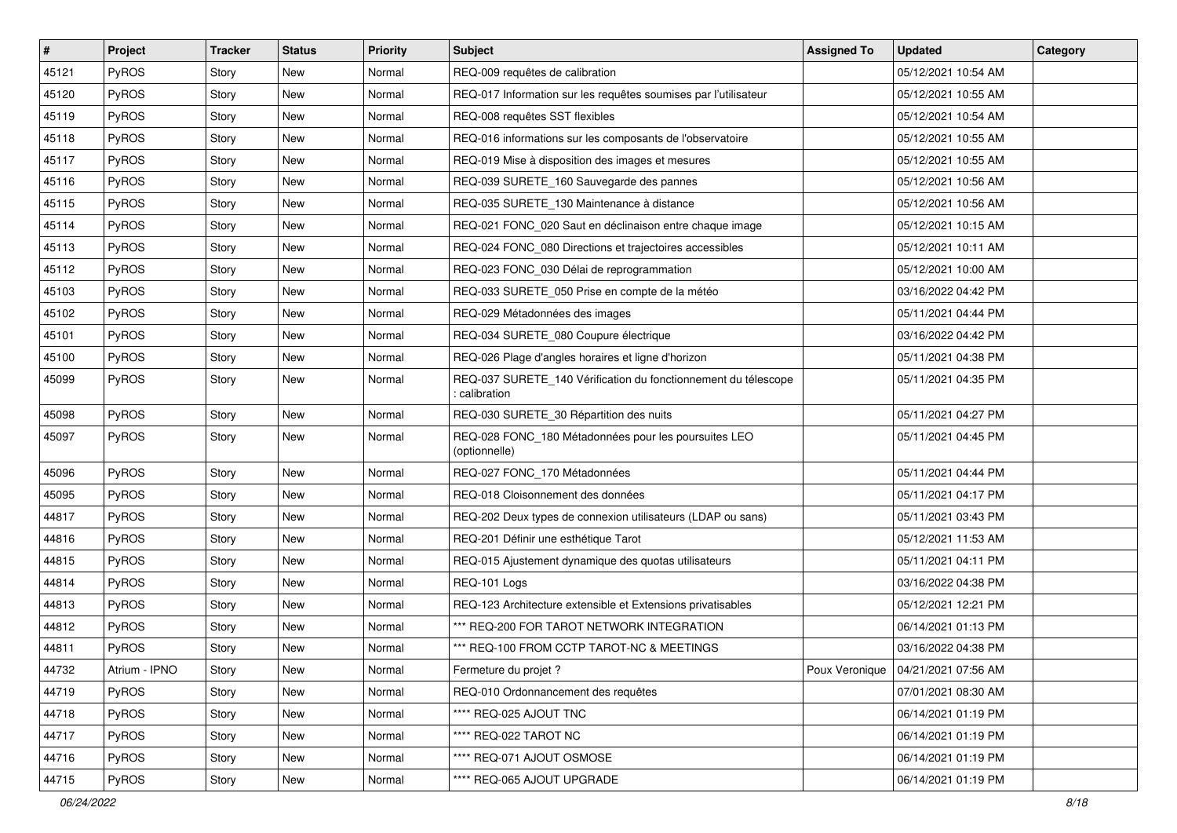| # | Project | Tracker | Status | Priority | Subject | Assigned To | Updated | Category |
|---|---|---|---|---|---|---|---|---|
| 45121 | PyROS | Story | New | Normal | REQ-009 requêtes de calibration | | 05/12/2021 10:54 AM | |
| 45120 | PyROS | Story | New | Normal | REQ-017 Information sur les requêtes soumises par l'utilisateur | | 05/12/2021 10:55 AM | |
| 45119 | PyROS | Story | New | Normal | REQ-008 requêtes SST flexibles | | 05/12/2021 10:54 AM | |
| 45118 | PyROS | Story | New | Normal | REQ-016 informations sur les composants de l'observatoire | | 05/12/2021 10:55 AM | |
| 45117 | PyROS | Story | New | Normal | REQ-019 Mise à disposition des images et mesures | | 05/12/2021 10:55 AM | |
| 45116 | PyROS | Story | New | Normal | REQ-039 SURETE_160 Sauvegarde des pannes | | 05/12/2021 10:56 AM | |
| 45115 | PyROS | Story | New | Normal | REQ-035 SURETE_130 Maintenance à distance | | 05/12/2021 10:56 AM | |
| 45114 | PyROS | Story | New | Normal | REQ-021 FONC_020 Saut en déclinaison entre chaque image | | 05/12/2021 10:15 AM | |
| 45113 | PyROS | Story | New | Normal | REQ-024 FONC_080 Directions et trajectoires accessibles | | 05/12/2021 10:11 AM | |
| 45112 | PyROS | Story | New | Normal | REQ-023 FONC_030 Délai de reprogrammation | | 05/12/2021 10:00 AM | |
| 45103 | PyROS | Story | New | Normal | REQ-033 SURETE_050 Prise en compte de la météo | | 03/16/2022 04:42 PM | |
| 45102 | PyROS | Story | New | Normal | REQ-029 Métadonnées des images | | 05/11/2021 04:44 PM | |
| 45101 | PyROS | Story | New | Normal | REQ-034 SURETE_080 Coupure électrique | | 03/16/2022 04:42 PM | |
| 45100 | PyROS | Story | New | Normal | REQ-026 Plage d'angles horaires et ligne d'horizon | | 05/11/2021 04:38 PM | |
| 45099 | PyROS | Story | New | Normal | REQ-037 SURETE_140 Vérification du fonctionnement du télescope : calibration | | 05/11/2021 04:35 PM | |
| 45098 | PyROS | Story | New | Normal | REQ-030 SURETE_30 Répartition des nuits | | 05/11/2021 04:27 PM | |
| 45097 | PyROS | Story | New | Normal | REQ-028 FONC_180 Métadonnées pour les poursuites LEO (optionnelle) | | 05/11/2021 04:45 PM | |
| 45096 | PyROS | Story | New | Normal | REQ-027 FONC_170 Métadonnées | | 05/11/2021 04:44 PM | |
| 45095 | PyROS | Story | New | Normal | REQ-018 Cloisonnement des données | | 05/11/2021 04:17 PM | |
| 44817 | PyROS | Story | New | Normal | REQ-202 Deux types de connexion utilisateurs (LDAP ou sans) | | 05/11/2021 03:43 PM | |
| 44816 | PyROS | Story | New | Normal | REQ-201 Définir une esthétique Tarot | | 05/12/2021 11:53 AM | |
| 44815 | PyROS | Story | New | Normal | REQ-015 Ajustement dynamique des quotas utilisateurs | | 05/11/2021 04:11 PM | |
| 44814 | PyROS | Story | New | Normal | REQ-101 Logs | | 03/16/2022 04:38 PM | |
| 44813 | PyROS | Story | New | Normal | REQ-123 Architecture extensible et Extensions privatisables | | 05/12/2021 12:21 PM | |
| 44812 | PyROS | Story | New | Normal | *** REQ-200 FOR TAROT NETWORK INTEGRATION | | 06/14/2021 01:13 PM | |
| 44811 | PyROS | Story | New | Normal | *** REQ-100 FROM CCTP TAROT-NC & MEETINGS | | 03/16/2022 04:38 PM | |
| 44732 | Atrium - IPNO | Story | New | Normal | Fermeture du projet ? | Poux Veronique | 04/21/2021 07:56 AM | |
| 44719 | PyROS | Story | New | Normal | REQ-010 Ordonnancement des requêtes | | 07/01/2021 08:30 AM | |
| 44718 | PyROS | Story | New | Normal | **** REQ-025 AJOUT TNC | | 06/14/2021 01:19 PM | |
| 44717 | PyROS | Story | New | Normal | **** REQ-022 TAROT NC | | 06/14/2021 01:19 PM | |
| 44716 | PyROS | Story | New | Normal | **** REQ-071 AJOUT OSMOSE | | 06/14/2021 01:19 PM | |
| 44715 | PyROS | Story | New | Normal | **** REQ-065 AJOUT UPGRADE | | 06/14/2021 01:19 PM | |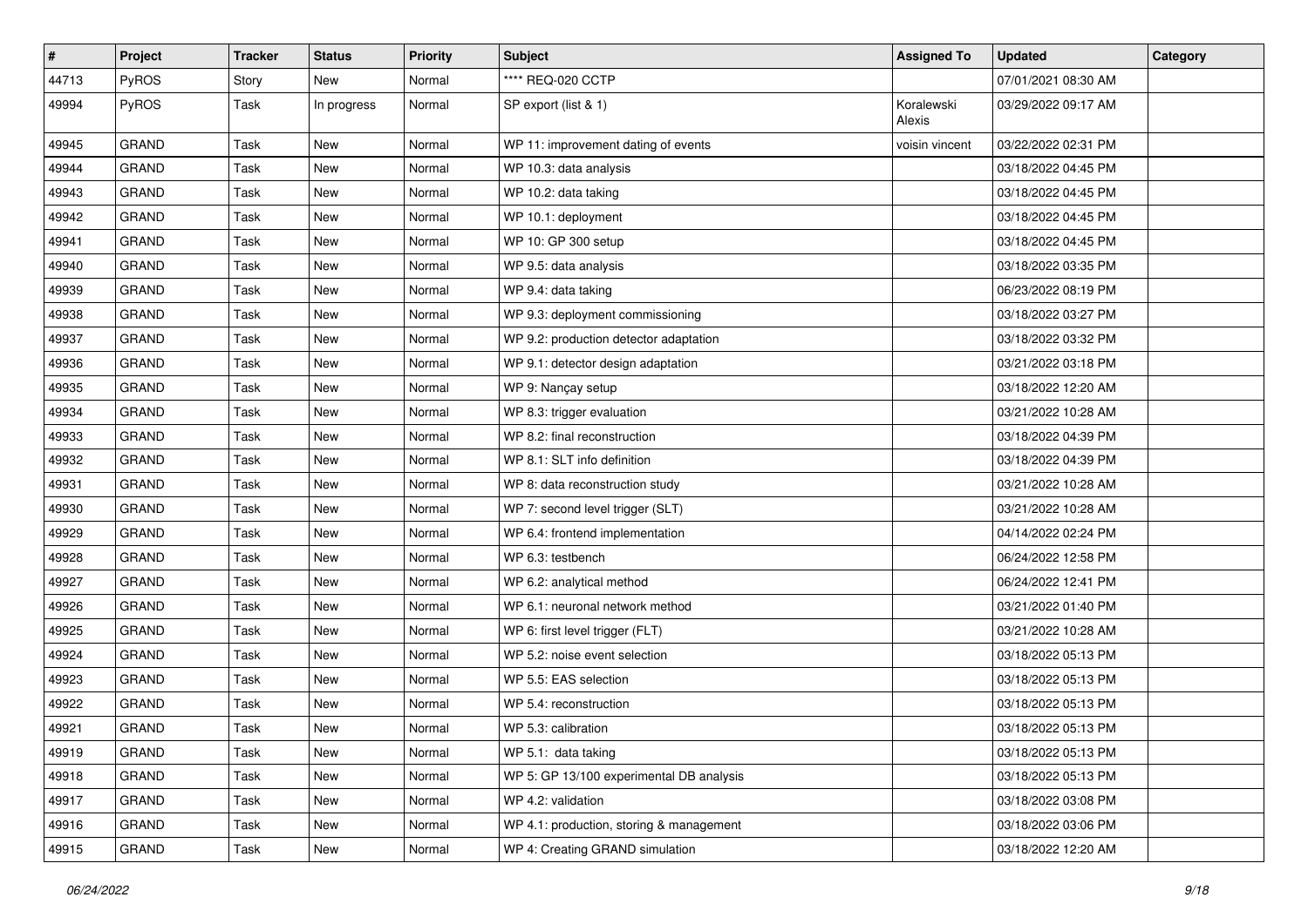| # | Project | Tracker | Status | Priority | Subject | Assigned To | Updated | Category |
|---|---|---|---|---|---|---|---|---|
| 44713 | PyROS | Story | New | Normal | **** REQ-020 CCTP | | 07/01/2021 08:30 AM | |
| 49994 | PyROS | Task | In progress | Normal | SP export (list & 1) | Koralewski Alexis | 03/29/2022 09:17 AM | |
| 49945 | GRAND | Task | New | Normal | WP 11: improvement dating of events | voisin vincent | 03/22/2022 02:31 PM | |
| 49944 | GRAND | Task | New | Normal | WP 10.3: data analysis | | 03/18/2022 04:45 PM | |
| 49943 | GRAND | Task | New | Normal | WP 10.2: data taking | | 03/18/2022 04:45 PM | |
| 49942 | GRAND | Task | New | Normal | WP 10.1: deployment | | 03/18/2022 04:45 PM | |
| 49941 | GRAND | Task | New | Normal | WP 10: GP 300 setup | | 03/18/2022 04:45 PM | |
| 49940 | GRAND | Task | New | Normal | WP 9.5: data analysis | | 03/18/2022 03:35 PM | |
| 49939 | GRAND | Task | New | Normal | WP 9.4: data taking | | 06/23/2022 08:19 PM | |
| 49938 | GRAND | Task | New | Normal | WP 9.3: deployment commissioning | | 03/18/2022 03:27 PM | |
| 49937 | GRAND | Task | New | Normal | WP 9.2: production detector adaptation | | 03/18/2022 03:32 PM | |
| 49936 | GRAND | Task | New | Normal | WP 9.1: detector design adaptation | | 03/21/2022 03:18 PM | |
| 49935 | GRAND | Task | New | Normal | WP 9: Nançay setup | | 03/18/2022 12:20 AM | |
| 49934 | GRAND | Task | New | Normal | WP 8.3: trigger evaluation | | 03/21/2022 10:28 AM | |
| 49933 | GRAND | Task | New | Normal | WP 8.2: final reconstruction | | 03/18/2022 04:39 PM | |
| 49932 | GRAND | Task | New | Normal | WP 8.1: SLT info definition | | 03/18/2022 04:39 PM | |
| 49931 | GRAND | Task | New | Normal | WP 8: data reconstruction study | | 03/21/2022 10:28 AM | |
| 49930 | GRAND | Task | New | Normal | WP 7: second level trigger (SLT) | | 03/21/2022 10:28 AM | |
| 49929 | GRAND | Task | New | Normal | WP 6.4: frontend implementation | | 04/14/2022 02:24 PM | |
| 49928 | GRAND | Task | New | Normal | WP 6.3: testbench | | 06/24/2022 12:58 PM | |
| 49927 | GRAND | Task | New | Normal | WP 6.2: analytical method | | 06/24/2022 12:41 PM | |
| 49926 | GRAND | Task | New | Normal | WP 6.1: neuronal network method | | 03/21/2022 01:40 PM | |
| 49925 | GRAND | Task | New | Normal | WP 6: first level trigger (FLT) | | 03/21/2022 10:28 AM | |
| 49924 | GRAND | Task | New | Normal | WP 5.2: noise event selection | | 03/18/2022 05:13 PM | |
| 49923 | GRAND | Task | New | Normal | WP 5.5: EAS selection | | 03/18/2022 05:13 PM | |
| 49922 | GRAND | Task | New | Normal | WP 5.4: reconstruction | | 03/18/2022 05:13 PM | |
| 49921 | GRAND | Task | New | Normal | WP 5.3: calibration | | 03/18/2022 05:13 PM | |
| 49919 | GRAND | Task | New | Normal | WP 5.1: data taking | | 03/18/2022 05:13 PM | |
| 49918 | GRAND | Task | New | Normal | WP 5: GP 13/100 experimental DB analysis | | 03/18/2022 05:13 PM | |
| 49917 | GRAND | Task | New | Normal | WP 4.2: validation | | 03/18/2022 03:08 PM | |
| 49916 | GRAND | Task | New | Normal | WP 4.1: production, storing & management | | 03/18/2022 03:06 PM | |
| 49915 | GRAND | Task | New | Normal | WP 4: Creating GRAND simulation | | 03/18/2022 12:20 AM | |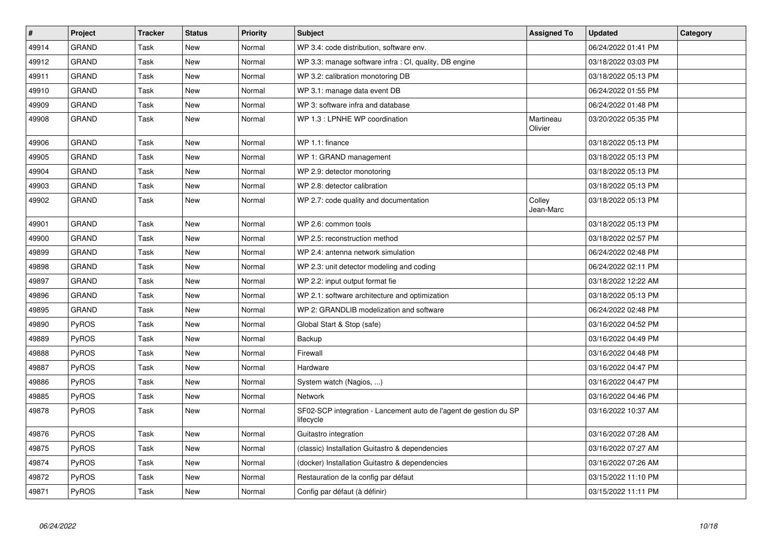| # | Project | Tracker | Status | Priority | Subject | Assigned To | Updated | Category |
|---|---|---|---|---|---|---|---|---|
| 49914 | GRAND | Task | New | Normal | WP 3.4: code distribution, software env. | | 06/24/2022 01:41 PM | |
| 49912 | GRAND | Task | New | Normal | WP 3.3: manage software infra : CI, quality, DB engine | | 03/18/2022 03:03 PM | |
| 49911 | GRAND | Task | New | Normal | WP 3.2: calibration monotoring DB | | 03/18/2022 05:13 PM | |
| 49910 | GRAND | Task | New | Normal | WP 3.1: manage data event DB | | 06/24/2022 01:55 PM | |
| 49909 | GRAND | Task | New | Normal | WP 3: software infra and database | | 06/24/2022 01:48 PM | |
| 49908 | GRAND | Task | New | Normal | WP 1.3 : LPNHE WP coordination | Martineau Olivier | 03/20/2022 05:35 PM | |
| 49906 | GRAND | Task | New | Normal | WP 1.1: finance | | 03/18/2022 05:13 PM | |
| 49905 | GRAND | Task | New | Normal | WP 1: GRAND management | | 03/18/2022 05:13 PM | |
| 49904 | GRAND | Task | New | Normal | WP 2.9: detector monotoring | | 03/18/2022 05:13 PM | |
| 49903 | GRAND | Task | New | Normal | WP 2.8: detector calibration | | 03/18/2022 05:13 PM | |
| 49902 | GRAND | Task | New | Normal | WP 2.7: code quality and documentation | Colley Jean-Marc | 03/18/2022 05:13 PM | |
| 49901 | GRAND | Task | New | Normal | WP 2.6: common tools | | 03/18/2022 05:13 PM | |
| 49900 | GRAND | Task | New | Normal | WP 2.5: reconstruction method | | 03/18/2022 02:57 PM | |
| 49899 | GRAND | Task | New | Normal | WP 2.4: antenna network simulation | | 06/24/2022 02:48 PM | |
| 49898 | GRAND | Task | New | Normal | WP 2.3: unit detector modeling and coding | | 06/24/2022 02:11 PM | |
| 49897 | GRAND | Task | New | Normal | WP 2.2: input output format fie | | 03/18/2022 12:22 AM | |
| 49896 | GRAND | Task | New | Normal | WP 2.1: software architecture and optimization | | 03/18/2022 05:13 PM | |
| 49895 | GRAND | Task | New | Normal | WP 2: GRANDLIB modelization and software | | 06/24/2022 02:48 PM | |
| 49890 | PyROS | Task | New | Normal | Global Start & Stop (safe) | | 03/16/2022 04:52 PM | |
| 49889 | PyROS | Task | New | Normal | Backup | | 03/16/2022 04:49 PM | |
| 49888 | PyROS | Task | New | Normal | Firewall | | 03/16/2022 04:48 PM | |
| 49887 | PyROS | Task | New | Normal | Hardware | | 03/16/2022 04:47 PM | |
| 49886 | PyROS | Task | New | Normal | System watch (Nagios, ...) | | 03/16/2022 04:47 PM | |
| 49885 | PyROS | Task | New | Normal | Network | | 03/16/2022 04:46 PM | |
| 49878 | PyROS | Task | New | Normal | SF02-SCP integration - Lancement auto de l'agent de gestion du SP lifecycle | | 03/16/2022 10:37 AM | |
| 49876 | PyROS | Task | New | Normal | Guitastro integration | | 03/16/2022 07:28 AM | |
| 49875 | PyROS | Task | New | Normal | (classic) Installation Guitastro & dependencies | | 03/16/2022 07:27 AM | |
| 49874 | PyROS | Task | New | Normal | (docker) Installation Guitastro & dependencies | | 03/16/2022 07:26 AM | |
| 49872 | PyROS | Task | New | Normal | Restauration de la config par défaut | | 03/15/2022 11:10 PM | |
| 49871 | PyROS | Task | New | Normal | Config par défaut (à définir) | | 03/15/2022 11:11 PM | |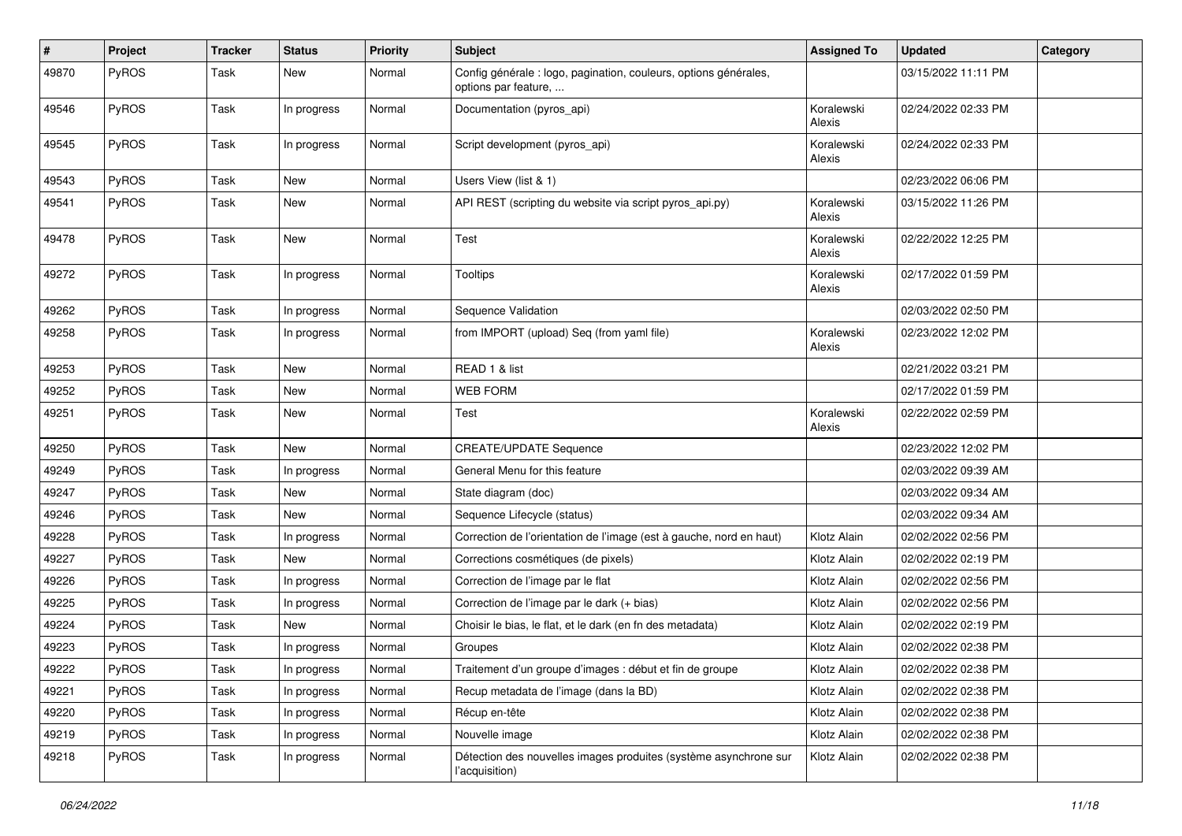| # | Project | Tracker | Status | Priority | Subject | Assigned To | Updated | Category |
|---|---|---|---|---|---|---|---|---|
| 49870 | PyROS | Task | New | Normal | Config générale : logo, pagination, couleurs, options générales, options par feature, ... | | 03/15/2022 11:11 PM | |
| 49546 | PyROS | Task | In progress | Normal | Documentation (pyros_api) | Koralewski Alexis | 02/24/2022 02:33 PM | |
| 49545 | PyROS | Task | In progress | Normal | Script development (pyros_api) | Koralewski Alexis | 02/24/2022 02:33 PM | |
| 49543 | PyROS | Task | New | Normal | Users View (list & 1) | | 02/23/2022 06:06 PM | |
| 49541 | PyROS | Task | New | Normal | API REST (scripting du website via script pyros_api.py) | Koralewski Alexis | 03/15/2022 11:26 PM | |
| 49478 | PyROS | Task | New | Normal | Test | Koralewski Alexis | 02/22/2022 12:25 PM | |
| 49272 | PyROS | Task | In progress | Normal | Tooltips | Koralewski Alexis | 02/17/2022 01:59 PM | |
| 49262 | PyROS | Task | In progress | Normal | Sequence Validation | | 02/03/2022 02:50 PM | |
| 49258 | PyROS | Task | In progress | Normal | from IMPORT (upload) Seq (from yaml file) | Koralewski Alexis | 02/23/2022 12:02 PM | |
| 49253 | PyROS | Task | New | Normal | READ 1 & list | | 02/21/2022 03:21 PM | |
| 49252 | PyROS | Task | New | Normal | WEB FORM | | 02/17/2022 01:59 PM | |
| 49251 | PyROS | Task | New | Normal | Test | Koralewski Alexis | 02/22/2022 02:59 PM | |
| 49250 | PyROS | Task | New | Normal | CREATE/UPDATE Sequence | | 02/23/2022 12:02 PM | |
| 49249 | PyROS | Task | In progress | Normal | General Menu for this feature | | 02/03/2022 09:39 AM | |
| 49247 | PyROS | Task | New | Normal | State diagram (doc) | | 02/03/2022 09:34 AM | |
| 49246 | PyROS | Task | New | Normal | Sequence Lifecycle (status) | | 02/03/2022 09:34 AM | |
| 49228 | PyROS | Task | In progress | Normal | Correction de l'orientation de l'image (est à gauche, nord en haut) | Klotz Alain | 02/02/2022 02:56 PM | |
| 49227 | PyROS | Task | New | Normal | Corrections cosmétiques (de pixels) | Klotz Alain | 02/02/2022 02:19 PM | |
| 49226 | PyROS | Task | In progress | Normal | Correction de l'image par le flat | Klotz Alain | 02/02/2022 02:56 PM | |
| 49225 | PyROS | Task | In progress | Normal | Correction de l'image par le dark (+ bias) | Klotz Alain | 02/02/2022 02:56 PM | |
| 49224 | PyROS | Task | New | Normal | Choisir le bias, le flat, et le dark (en fn des metadata) | Klotz Alain | 02/02/2022 02:19 PM | |
| 49223 | PyROS | Task | In progress | Normal | Groupes | Klotz Alain | 02/02/2022 02:38 PM | |
| 49222 | PyROS | Task | In progress | Normal | Traitement d'un groupe d'images : début et fin de groupe | Klotz Alain | 02/02/2022 02:38 PM | |
| 49221 | PyROS | Task | In progress | Normal | Recup metadata de l'image (dans la BD) | Klotz Alain | 02/02/2022 02:38 PM | |
| 49220 | PyROS | Task | In progress | Normal | Récup en-tête | Klotz Alain | 02/02/2022 02:38 PM | |
| 49219 | PyROS | Task | In progress | Normal | Nouvelle image | Klotz Alain | 02/02/2022 02:38 PM | |
| 49218 | PyROS | Task | In progress | Normal | Détection des nouvelles images produites (système asynchrone sur l'acquisition) | Klotz Alain | 02/02/2022 02:38 PM | |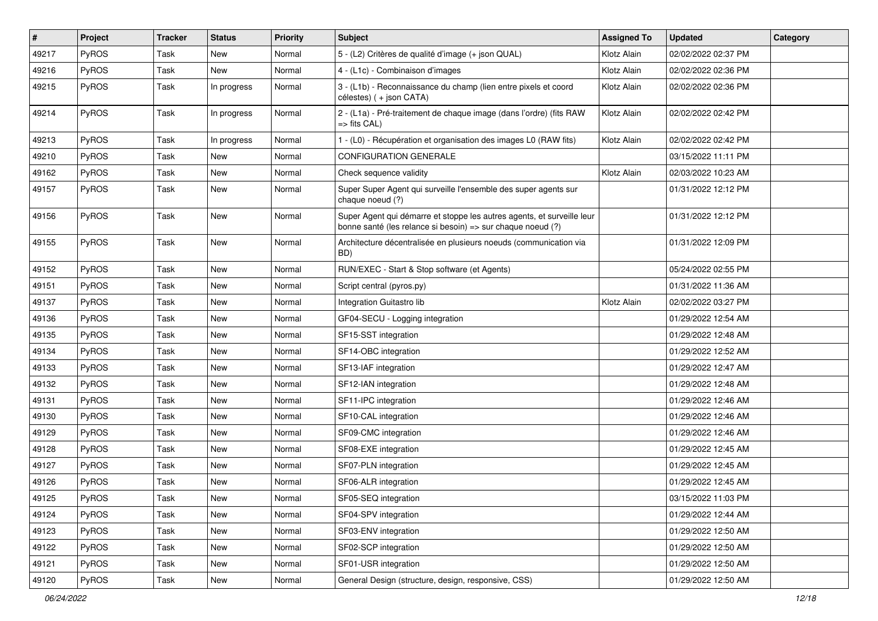| # | Project | Tracker | Status | Priority | Subject | Assigned To | Updated | Category |
|---|---|---|---|---|---|---|---|---|
| 49217 | PyROS | Task | New | Normal | 5 - (L2) Critères de qualité d'image (+ json QUAL) | Klotz Alain | 02/02/2022 02:37 PM | |
| 49216 | PyROS | Task | New | Normal | 4 - (L1c) - Combinaison d'images | Klotz Alain | 02/02/2022 02:36 PM | |
| 49215 | PyROS | Task | In progress | Normal | 3 - (L1b) - Reconnaissance du champ (lien entre pixels et coord célestes) ( + json CATA) | Klotz Alain | 02/02/2022 02:36 PM | |
| 49214 | PyROS | Task | In progress | Normal | 2 - (L1a) - Pré-traitement de chaque image (dans l'ordre) (fits RAW => fits CAL) | Klotz Alain | 02/02/2022 02:42 PM | |
| 49213 | PyROS | Task | In progress | Normal | 1 - (L0) - Récupération et organisation des images L0 (RAW fits) | Klotz Alain | 02/02/2022 02:42 PM | |
| 49210 | PyROS | Task | New | Normal | CONFIGURATION GENERALE | | 03/15/2022 11:11 PM | |
| 49162 | PyROS | Task | New | Normal | Check sequence validity | Klotz Alain | 02/03/2022 10:23 AM | |
| 49157 | PyROS | Task | New | Normal | Super Super Agent qui surveille l'ensemble des super agents sur chaque noeud (?) | | 01/31/2022 12:12 PM | |
| 49156 | PyROS | Task | New | Normal | Super Agent qui démarre et stoppe les autres agents, et surveille leur bonne santé (les relance si besoin) => sur chaque noeud (?) | | 01/31/2022 12:12 PM | |
| 49155 | PyROS | Task | New | Normal | Architecture décentralisée en plusieurs noeuds (communication via BD) | | 01/31/2022 12:09 PM | |
| 49152 | PyROS | Task | New | Normal | RUN/EXEC - Start & Stop software (et Agents) | | 05/24/2022 02:55 PM | |
| 49151 | PyROS | Task | New | Normal | Script central (pyros.py) | | 01/31/2022 11:36 AM | |
| 49137 | PyROS | Task | New | Normal | Integration Guitastro lib | Klotz Alain | 02/02/2022 03:27 PM | |
| 49136 | PyROS | Task | New | Normal | GF04-SECU - Logging integration | | 01/29/2022 12:54 AM | |
| 49135 | PyROS | Task | New | Normal | SF15-SST integration | | 01/29/2022 12:48 AM | |
| 49134 | PyROS | Task | New | Normal | SF14-OBC integration | | 01/29/2022 12:52 AM | |
| 49133 | PyROS | Task | New | Normal | SF13-IAF integration | | 01/29/2022 12:47 AM | |
| 49132 | PyROS | Task | New | Normal | SF12-IAN integration | | 01/29/2022 12:48 AM | |
| 49131 | PyROS | Task | New | Normal | SF11-IPC integration | | 01/29/2022 12:46 AM | |
| 49130 | PyROS | Task | New | Normal | SF10-CAL integration | | 01/29/2022 12:46 AM | |
| 49129 | PyROS | Task | New | Normal | SF09-CMC integration | | 01/29/2022 12:46 AM | |
| 49128 | PyROS | Task | New | Normal | SF08-EXE integration | | 01/29/2022 12:45 AM | |
| 49127 | PyROS | Task | New | Normal | SF07-PLN integration | | 01/29/2022 12:45 AM | |
| 49126 | PyROS | Task | New | Normal | SF06-ALR integration | | 01/29/2022 12:45 AM | |
| 49125 | PyROS | Task | New | Normal | SF05-SEQ integration | | 03/15/2022 11:03 PM | |
| 49124 | PyROS | Task | New | Normal | SF04-SPV integration | | 01/29/2022 12:44 AM | |
| 49123 | PyROS | Task | New | Normal | SF03-ENV integration | | 01/29/2022 12:50 AM | |
| 49122 | PyROS | Task | New | Normal | SF02-SCP integration | | 01/29/2022 12:50 AM | |
| 49121 | PyROS | Task | New | Normal | SF01-USR integration | | 01/29/2022 12:50 AM | |
| 49120 | PyROS | Task | New | Normal | General Design (structure, design, responsive, CSS) | | 01/29/2022 12:50 AM | |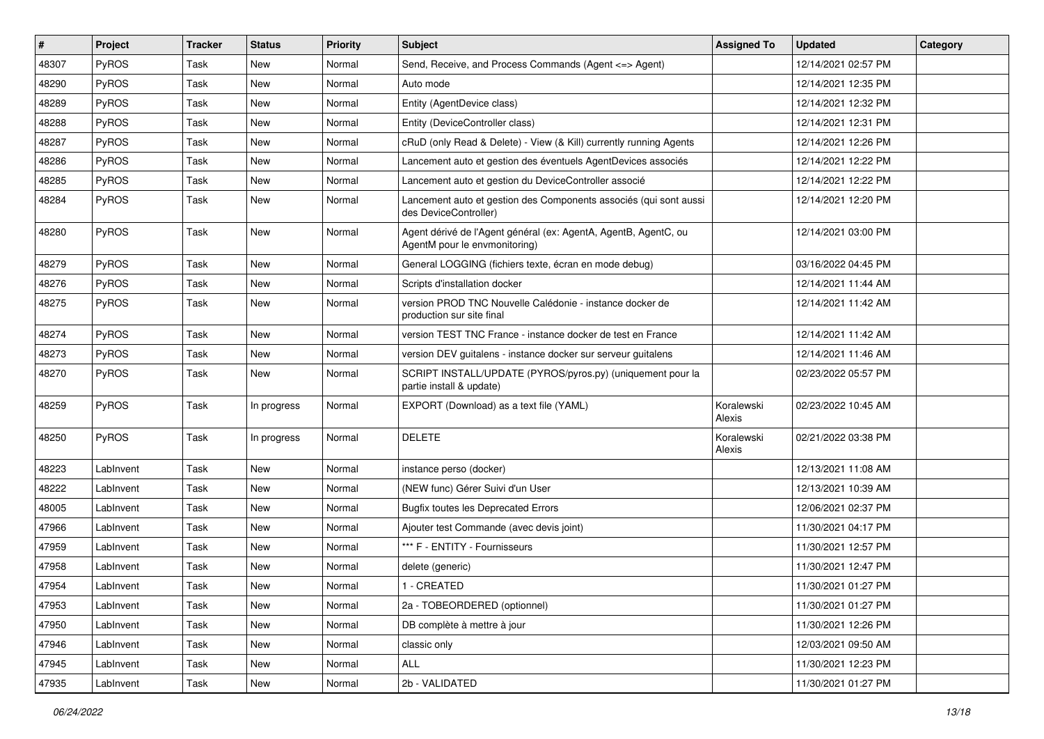| # | Project | Tracker | Status | Priority | Subject | Assigned To | Updated | Category |
|---|---|---|---|---|---|---|---|---|
| 48307 | PyROS | Task | New | Normal | Send, Receive, and Process Commands (Agent <=> Agent) | | 12/14/2021 02:57 PM | |
| 48290 | PyROS | Task | New | Normal | Auto mode | | 12/14/2021 12:35 PM | |
| 48289 | PyROS | Task | New | Normal | Entity (AgentDevice class) | | 12/14/2021 12:32 PM | |
| 48288 | PyROS | Task | New | Normal | Entity (DeviceController class) | | 12/14/2021 12:31 PM | |
| 48287 | PyROS | Task | New | Normal | cRuD (only Read & Delete) - View (& Kill) currently running Agents | | 12/14/2021 12:26 PM | |
| 48286 | PyROS | Task | New | Normal | Lancement auto et gestion des éventuels AgentDevices associés | | 12/14/2021 12:22 PM | |
| 48285 | PyROS | Task | New | Normal | Lancement auto et gestion du DeviceController associé | | 12/14/2021 12:22 PM | |
| 48284 | PyROS | Task | New | Normal | Lancement auto et gestion des Components associés (qui sont aussi des DeviceController) | | 12/14/2021 12:20 PM | |
| 48280 | PyROS | Task | New | Normal | Agent dérivé de l'Agent général (ex: AgentA, AgentB, AgentC, ou AgentM pour le envmonitoring) | | 12/14/2021 03:00 PM | |
| 48279 | PyROS | Task | New | Normal | General LOGGING (fichiers texte, écran en mode debug) | | 03/16/2022 04:45 PM | |
| 48276 | PyROS | Task | New | Normal | Scripts d'installation docker | | 12/14/2021 11:44 AM | |
| 48275 | PyROS | Task | New | Normal | version PROD TNC Nouvelle Calédonie - instance docker de production sur site final | | 12/14/2021 11:42 AM | |
| 48274 | PyROS | Task | New | Normal | version TEST TNC France - instance docker de test en France | | 12/14/2021 11:42 AM | |
| 48273 | PyROS | Task | New | Normal | version DEV guitalens - instance docker sur serveur guitalens | | 12/14/2021 11:46 AM | |
| 48270 | PyROS | Task | New | Normal | SCRIPT INSTALL/UPDATE (PYROS/pyros.py) (uniquement pour la partie install & update) | | 02/23/2022 05:57 PM | |
| 48259 | PyROS | Task | In progress | Normal | EXPORT (Download) as a text file (YAML) | Koralewski Alexis | 02/23/2022 10:45 AM | |
| 48250 | PyROS | Task | In progress | Normal | DELETE | Koralewski Alexis | 02/21/2022 03:38 PM | |
| 48223 | LabInvent | Task | New | Normal | instance perso (docker) | | 12/13/2021 11:08 AM | |
| 48222 | LabInvent | Task | New | Normal | (NEW func) Gérer Suivi d'un User | | 12/13/2021 10:39 AM | |
| 48005 | LabInvent | Task | New | Normal | Bugfix toutes les Deprecated Errors | | 12/06/2021 02:37 PM | |
| 47966 | LabInvent | Task | New | Normal | Ajouter test Commande (avec devis joint) | | 11/30/2021 04:17 PM | |
| 47959 | LabInvent | Task | New | Normal | *** F - ENTITY - Fournisseurs | | 11/30/2021 12:57 PM | |
| 47958 | LabInvent | Task | New | Normal | delete (generic) | | 11/30/2021 12:47 PM | |
| 47954 | LabInvent | Task | New | Normal | 1 - CREATED | | 11/30/2021 01:27 PM | |
| 47953 | LabInvent | Task | New | Normal | 2a - TOBEORDERED (optionnel) | | 11/30/2021 01:27 PM | |
| 47950 | LabInvent | Task | New | Normal | DB complète à mettre à jour | | 11/30/2021 12:26 PM | |
| 47946 | LabInvent | Task | New | Normal | classic only | | 12/03/2021 09:50 AM | |
| 47945 | LabInvent | Task | New | Normal | ALL | | 11/30/2021 12:23 PM | |
| 47935 | LabInvent | Task | New | Normal | 2b - VALIDATED | | 11/30/2021 01:27 PM | |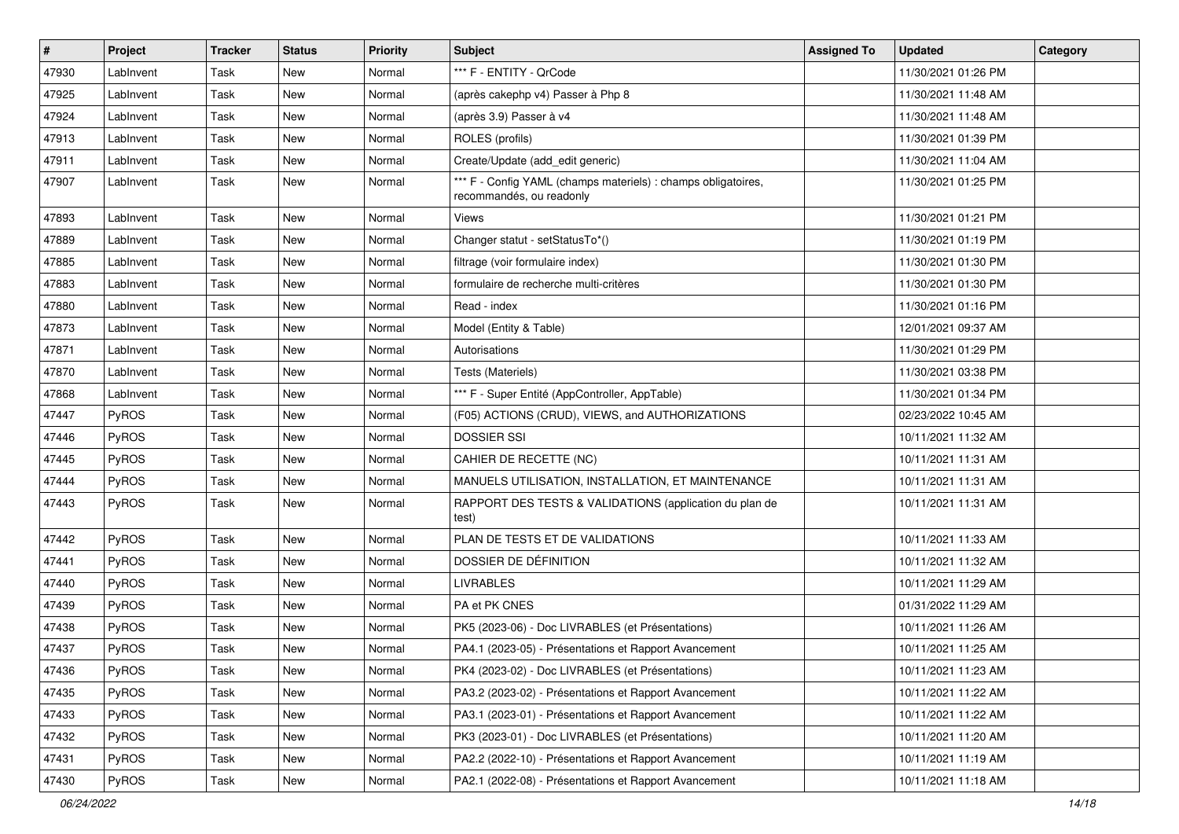| # | Project | Tracker | Status | Priority | Subject | Assigned To | Updated | Category |
|---|---|---|---|---|---|---|---|---|
| 47930 | LabInvent | Task | New | Normal | *** F - ENTITY - QrCode | | 11/30/2021 01:26 PM | |
| 47925 | LabInvent | Task | New | Normal | (après cakephp v4) Passer à Php 8 | | 11/30/2021 11:48 AM | |
| 47924 | LabInvent | Task | New | Normal | (après 3.9) Passer à v4 | | 11/30/2021 11:48 AM | |
| 47913 | LabInvent | Task | New | Normal | ROLES (profils) | | 11/30/2021 01:39 PM | |
| 47911 | LabInvent | Task | New | Normal | Create/Update (add_edit generic) | | 11/30/2021 11:04 AM | |
| 47907 | LabInvent | Task | New | Normal | *** F - Config YAML (champs materiels) : champs obligatoires, recommandés, ou readonly | | 11/30/2021 01:25 PM | |
| 47893 | LabInvent | Task | New | Normal | Views | | 11/30/2021 01:21 PM | |
| 47889 | LabInvent | Task | New | Normal | Changer statut - setStatusTo*() | | 11/30/2021 01:19 PM | |
| 47885 | LabInvent | Task | New | Normal | filtrage (voir formulaire index) | | 11/30/2021 01:30 PM | |
| 47883 | LabInvent | Task | New | Normal | formulaire de recherche multi-critères | | 11/30/2021 01:30 PM | |
| 47880 | LabInvent | Task | New | Normal | Read - index | | 11/30/2021 01:16 PM | |
| 47873 | LabInvent | Task | New | Normal | Model (Entity & Table) | | 12/01/2021 09:37 AM | |
| 47871 | LabInvent | Task | New | Normal | Autorisations | | 11/30/2021 01:29 PM | |
| 47870 | LabInvent | Task | New | Normal | Tests (Materiels) | | 11/30/2021 03:38 PM | |
| 47868 | LabInvent | Task | New | Normal | *** F - Super Entité (AppController, AppTable) | | 11/30/2021 01:34 PM | |
| 47447 | PyROS | Task | New | Normal | (F05) ACTIONS (CRUD), VIEWS, and AUTHORIZATIONS | | 02/23/2022 10:45 AM | |
| 47446 | PyROS | Task | New | Normal | DOSSIER SSI | | 10/11/2021 11:32 AM | |
| 47445 | PyROS | Task | New | Normal | CAHIER DE RECETTE (NC) | | 10/11/2021 11:31 AM | |
| 47444 | PyROS | Task | New | Normal | MANUELS UTILISATION, INSTALLATION, ET MAINTENANCE | | 10/11/2021 11:31 AM | |
| 47443 | PyROS | Task | New | Normal | RAPPORT DES TESTS & VALIDATIONS (application du plan de test) | | 10/11/2021 11:31 AM | |
| 47442 | PyROS | Task | New | Normal | PLAN DE TESTS ET DE VALIDATIONS | | 10/11/2021 11:33 AM | |
| 47441 | PyROS | Task | New | Normal | DOSSIER DE DÉFINITION | | 10/11/2021 11:32 AM | |
| 47440 | PyROS | Task | New | Normal | LIVRABLES | | 10/11/2021 11:29 AM | |
| 47439 | PyROS | Task | New | Normal | PA et PK CNES | | 01/31/2022 11:29 AM | |
| 47438 | PyROS | Task | New | Normal | PK5 (2023-06) - Doc LIVRABLES (et Présentations) | | 10/11/2021 11:26 AM | |
| 47437 | PyROS | Task | New | Normal | PA4.1 (2023-05) - Présentations et Rapport Avancement | | 10/11/2021 11:25 AM | |
| 47436 | PyROS | Task | New | Normal | PK4 (2023-02) - Doc LIVRABLES (et Présentations) | | 10/11/2021 11:23 AM | |
| 47435 | PyROS | Task | New | Normal | PA3.2 (2023-02) - Présentations et Rapport Avancement | | 10/11/2021 11:22 AM | |
| 47433 | PyROS | Task | New | Normal | PA3.1 (2023-01) - Présentations et Rapport Avancement | | 10/11/2021 11:22 AM | |
| 47432 | PyROS | Task | New | Normal | PK3 (2023-01) - Doc LIVRABLES (et Présentations) | | 10/11/2021 11:20 AM | |
| 47431 | PyROS | Task | New | Normal | PA2.2 (2022-10) - Présentations et Rapport Avancement | | 10/11/2021 11:19 AM | |
| 47430 | PyROS | Task | New | Normal | PA2.1 (2022-08) - Présentations et Rapport Avancement | | 10/11/2021 11:18 AM | |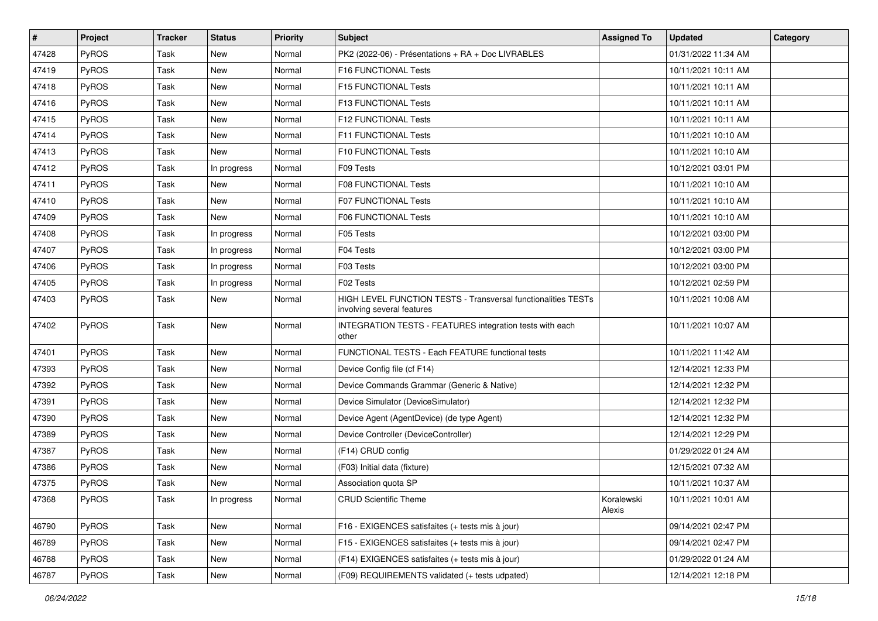| # | Project | Tracker | Status | Priority | Subject | Assigned To | Updated | Category |
|---|---|---|---|---|---|---|---|---|
| 47428 | PyROS | Task | New | Normal | PK2 (2022-06) - Présentations + RA + Doc LIVRABLES | | 01/31/2022 11:34 AM | |
| 47419 | PyROS | Task | New | Normal | F16 FUNCTIONAL Tests | | 10/11/2021 10:11 AM | |
| 47418 | PyROS | Task | New | Normal | F15 FUNCTIONAL Tests | | 10/11/2021 10:11 AM | |
| 47416 | PyROS | Task | New | Normal | F13 FUNCTIONAL Tests | | 10/11/2021 10:11 AM | |
| 47415 | PyROS | Task | New | Normal | F12 FUNCTIONAL Tests | | 10/11/2021 10:11 AM | |
| 47414 | PyROS | Task | New | Normal | F11 FUNCTIONAL Tests | | 10/11/2021 10:10 AM | |
| 47413 | PyROS | Task | New | Normal | F10 FUNCTIONAL Tests | | 10/11/2021 10:10 AM | |
| 47412 | PyROS | Task | In progress | Normal | F09 Tests | | 10/12/2021 03:01 PM | |
| 47411 | PyROS | Task | New | Normal | F08 FUNCTIONAL Tests | | 10/11/2021 10:10 AM | |
| 47410 | PyROS | Task | New | Normal | F07 FUNCTIONAL Tests | | 10/11/2021 10:10 AM | |
| 47409 | PyROS | Task | New | Normal | F06 FUNCTIONAL Tests | | 10/11/2021 10:10 AM | |
| 47408 | PyROS | Task | In progress | Normal | F05 Tests | | 10/12/2021 03:00 PM | |
| 47407 | PyROS | Task | In progress | Normal | F04 Tests | | 10/12/2021 03:00 PM | |
| 47406 | PyROS | Task | In progress | Normal | F03 Tests | | 10/12/2021 03:00 PM | |
| 47405 | PyROS | Task | In progress | Normal | F02 Tests | | 10/12/2021 02:59 PM | |
| 47403 | PyROS | Task | New | Normal | HIGH LEVEL FUNCTION TESTS - Transversal functionalities TESTs involving several features | | 10/11/2021 10:08 AM | |
| 47402 | PyROS | Task | New | Normal | INTEGRATION TESTS - FEATURES integration tests with each other | | 10/11/2021 10:07 AM | |
| 47401 | PyROS | Task | New | Normal | FUNCTIONAL TESTS - Each FEATURE functional tests | | 10/11/2021 11:42 AM | |
| 47393 | PyROS | Task | New | Normal | Device Config file (cf F14) | | 12/14/2021 12:33 PM | |
| 47392 | PyROS | Task | New | Normal | Device Commands Grammar (Generic & Native) | | 12/14/2021 12:32 PM | |
| 47391 | PyROS | Task | New | Normal | Device Simulator (DeviceSimulator) | | 12/14/2021 12:32 PM | |
| 47390 | PyROS | Task | New | Normal | Device Agent (AgentDevice) (de type Agent) | | 12/14/2021 12:32 PM | |
| 47389 | PyROS | Task | New | Normal | Device Controller (DeviceController) | | 12/14/2021 12:29 PM | |
| 47387 | PyROS | Task | New | Normal | (F14) CRUD config | | 01/29/2022 01:24 AM | |
| 47386 | PyROS | Task | New | Normal | (F03) Initial data (fixture) | | 12/15/2021 07:32 AM | |
| 47375 | PyROS | Task | New | Normal | Association quota SP | | 10/11/2021 10:37 AM | |
| 47368 | PyROS | Task | In progress | Normal | CRUD Scientific Theme | Koralewski Alexis | 10/11/2021 10:01 AM | |
| 46790 | PyROS | Task | New | Normal | F16 - EXIGENCES satisfaites (+ tests mis à jour) | | 09/14/2021 02:47 PM | |
| 46789 | PyROS | Task | New | Normal | F15 - EXIGENCES satisfaites (+ tests mis à jour) | | 09/14/2021 02:47 PM | |
| 46788 | PyROS | Task | New | Normal | (F14) EXIGENCES satisfaites (+ tests mis à jour) | | 01/29/2022 01:24 AM | |
| 46787 | PyROS | Task | New | Normal | (F09) REQUIREMENTS validated (+ tests udpated) | | 12/14/2021 12:18 PM | |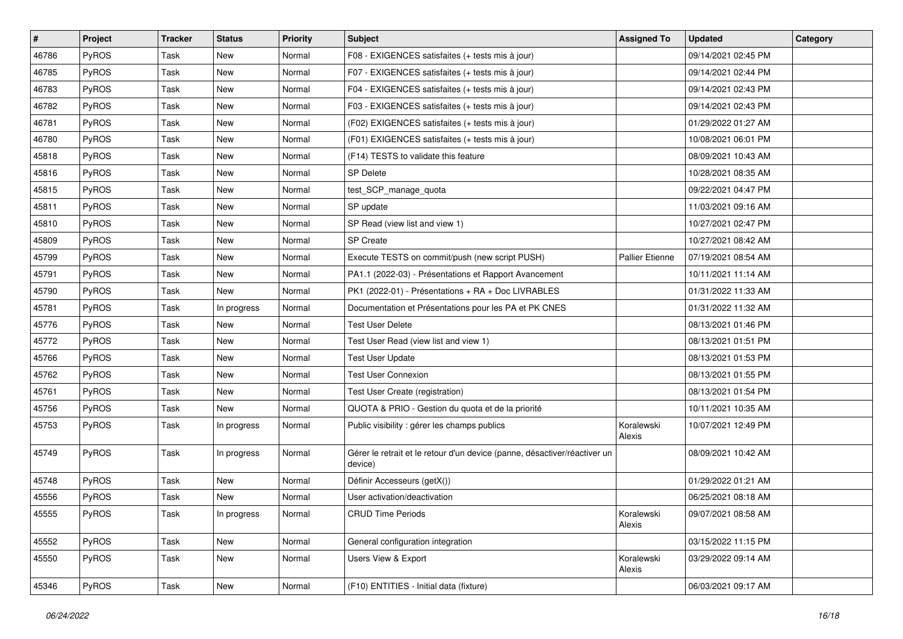| # | Project | Tracker | Status | Priority | Subject | Assigned To | Updated | Category |
|---|---|---|---|---|---|---|---|---|
| 46786 | PyROS | Task | New | Normal | F08 - EXIGENCES satisfaites (+ tests mis à jour) | | 09/14/2021 02:45 PM | |
| 46785 | PyROS | Task | New | Normal | F07 - EXIGENCES satisfaites (+ tests mis à jour) | | 09/14/2021 02:44 PM | |
| 46783 | PyROS | Task | New | Normal | F04 - EXIGENCES satisfaites (+ tests mis à jour) | | 09/14/2021 02:43 PM | |
| 46782 | PyROS | Task | New | Normal | F03 - EXIGENCES satisfaites (+ tests mis à jour) | | 09/14/2021 02:43 PM | |
| 46781 | PyROS | Task | New | Normal | (F02) EXIGENCES satisfaites (+ tests mis à jour) | | 01/29/2022 01:27 AM | |
| 46780 | PyROS | Task | New | Normal | (F01) EXIGENCES satisfaites (+ tests mis à jour) | | 10/08/2021 06:01 PM | |
| 45818 | PyROS | Task | New | Normal | (F14) TESTS to validate this feature | | 08/09/2021 10:43 AM | |
| 45816 | PyROS | Task | New | Normal | SP Delete | | 10/28/2021 08:35 AM | |
| 45815 | PyROS | Task | New | Normal | test_SCP_manage_quota | | 09/22/2021 04:47 PM | |
| 45811 | PyROS | Task | New | Normal | SP update | | 11/03/2021 09:16 AM | |
| 45810 | PyROS | Task | New | Normal | SP Read (view list and view 1) | | 10/27/2021 02:47 PM | |
| 45809 | PyROS | Task | New | Normal | SP Create | | 10/27/2021 08:42 AM | |
| 45799 | PyROS | Task | New | Normal | Execute TESTS on commit/push (new script PUSH) | Pallier Etienne | 07/19/2021 08:54 AM | |
| 45791 | PyROS | Task | New | Normal | PA1.1 (2022-03) - Présentations et Rapport Avancement | | 10/11/2021 11:14 AM | |
| 45790 | PyROS | Task | New | Normal | PK1 (2022-01) - Présentations + RA + Doc LIVRABLES | | 01/31/2022 11:33 AM | |
| 45781 | PyROS | Task | In progress | Normal | Documentation et Présentations pour les PA et PK CNES | | 01/31/2022 11:32 AM | |
| 45776 | PyROS | Task | New | Normal | Test User Delete | | 08/13/2021 01:46 PM | |
| 45772 | PyROS | Task | New | Normal | Test User Read (view list and view 1) | | 08/13/2021 01:51 PM | |
| 45766 | PyROS | Task | New | Normal | Test User Update | | 08/13/2021 01:53 PM | |
| 45762 | PyROS | Task | New | Normal | Test User Connexion | | 08/13/2021 01:55 PM | |
| 45761 | PyROS | Task | New | Normal | Test User Create (registration) | | 08/13/2021 01:54 PM | |
| 45756 | PyROS | Task | New | Normal | QUOTA & PRIO - Gestion du quota et de la priorité | | 10/11/2021 10:35 AM | |
| 45753 | PyROS | Task | In progress | Normal | Public visibility : gérer les champs publics | Koralewski Alexis | 10/07/2021 12:49 PM | |
| 45749 | PyROS | Task | In progress | Normal | Gérer le retrait et le retour d'un device (panne, désactiver/réactiver un device) | | 08/09/2021 10:42 AM | |
| 45748 | PyROS | Task | New | Normal | Définir Accesseurs (getX()) | | 01/29/2022 01:21 AM | |
| 45556 | PyROS | Task | New | Normal | User activation/deactivation | | 06/25/2021 08:18 AM | |
| 45555 | PyROS | Task | In progress | Normal | CRUD Time Periods | Koralewski Alexis | 09/07/2021 08:58 AM | |
| 45552 | PyROS | Task | New | Normal | General configuration integration | | 03/15/2022 11:15 PM | |
| 45550 | PyROS | Task | New | Normal | Users View & Export | Koralewski Alexis | 03/29/2022 09:14 AM | |
| 45346 | PyROS | Task | New | Normal | (F10) ENTITIES - Initial data (fixture) | | 06/03/2021 09:17 AM | |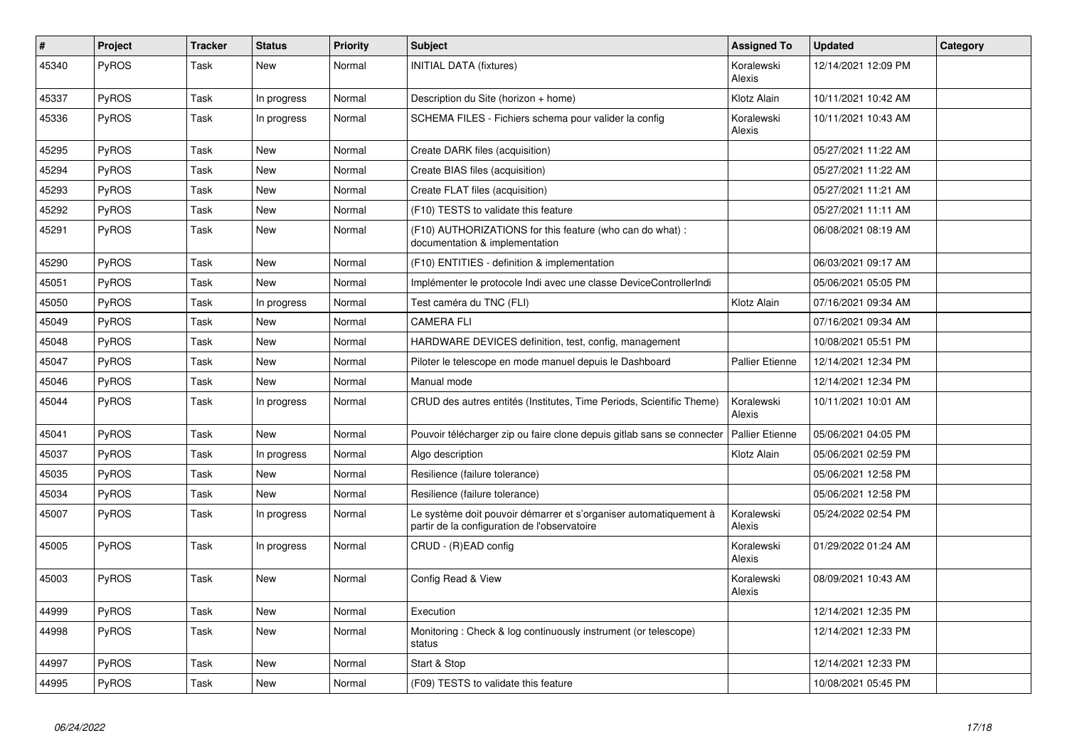| # | Project | Tracker | Status | Priority | Subject | Assigned To | Updated | Category |
|---|---|---|---|---|---|---|---|---|
| 45340 | PyROS | Task | New | Normal | INITIAL DATA (fixtures) | Koralewski Alexis | 12/14/2021 12:09 PM | |
| 45337 | PyROS | Task | In progress | Normal | Description du Site (horizon + home) | Klotz Alain | 10/11/2021 10:42 AM | |
| 45336 | PyROS | Task | In progress | Normal | SCHEMA FILES - Fichiers schema pour valider la config | Koralewski Alexis | 10/11/2021 10:43 AM | |
| 45295 | PyROS | Task | New | Normal | Create DARK files (acquisition) | | 05/27/2021 11:22 AM | |
| 45294 | PyROS | Task | New | Normal | Create BIAS files (acquisition) | | 05/27/2021 11:22 AM | |
| 45293 | PyROS | Task | New | Normal | Create FLAT files (acquisition) | | 05/27/2021 11:21 AM | |
| 45292 | PyROS | Task | New | Normal | (F10) TESTS to validate this feature | | 05/27/2021 11:11 AM | |
| 45291 | PyROS | Task | New | Normal | (F10) AUTHORIZATIONS for this feature (who can do what) : documentation & implementation | | 06/08/2021 08:19 AM | |
| 45290 | PyROS | Task | New | Normal | (F10) ENTITIES - definition & implementation | | 06/03/2021 09:17 AM | |
| 45051 | PyROS | Task | New | Normal | Implémenter le protocole Indi avec une classe DeviceControllerIndi | | 05/06/2021 05:05 PM | |
| 45050 | PyROS | Task | In progress | Normal | Test caméra du TNC (FLI) | Klotz Alain | 07/16/2021 09:34 AM | |
| 45049 | PyROS | Task | New | Normal | CAMERA FLI | | 07/16/2021 09:34 AM | |
| 45048 | PyROS | Task | New | Normal | HARDWARE DEVICES definition, test, config, management | | 10/08/2021 05:51 PM | |
| 45047 | PyROS | Task | New | Normal | Piloter le telescope en mode manuel depuis le Dashboard | Pallier Etienne | 12/14/2021 12:34 PM | |
| 45046 | PyROS | Task | New | Normal | Manual mode | | 12/14/2021 12:34 PM | |
| 45044 | PyROS | Task | In progress | Normal | CRUD des autres entités (Institutes, Time Periods, Scientific Theme) | Koralewski Alexis | 10/11/2021 10:01 AM | |
| 45041 | PyROS | Task | New | Normal | Pouvoir télécharger zip ou faire clone depuis gitlab sans se connecter | Pallier Etienne | 05/06/2021 04:05 PM | |
| 45037 | PyROS | Task | In progress | Normal | Algo description | Klotz Alain | 05/06/2021 02:59 PM | |
| 45035 | PyROS | Task | New | Normal | Resilience (failure tolerance) | | 05/06/2021 12:58 PM | |
| 45034 | PyROS | Task | New | Normal | Resilience (failure tolerance) | | 05/06/2021 12:58 PM | |
| 45007 | PyROS | Task | In progress | Normal | Le système doit pouvoir démarrer et s'organiser automatiquement à partir de la configuration de l'observatoire | Koralewski Alexis | 05/24/2022 02:54 PM | |
| 45005 | PyROS | Task | In progress | Normal | CRUD - (R)EAD config | Koralewski Alexis | 01/29/2022 01:24 AM | |
| 45003 | PyROS | Task | New | Normal | Config Read & View | Koralewski Alexis | 08/09/2021 10:43 AM | |
| 44999 | PyROS | Task | New | Normal | Execution | | 12/14/2021 12:35 PM | |
| 44998 | PyROS | Task | New | Normal | Monitoring : Check & log continuously instrument (or telescope) status | | 12/14/2021 12:33 PM | |
| 44997 | PyROS | Task | New | Normal | Start & Stop | | 12/14/2021 12:33 PM | |
| 44995 | PyROS | Task | New | Normal | (F09) TESTS to validate this feature | | 10/08/2021 05:45 PM | |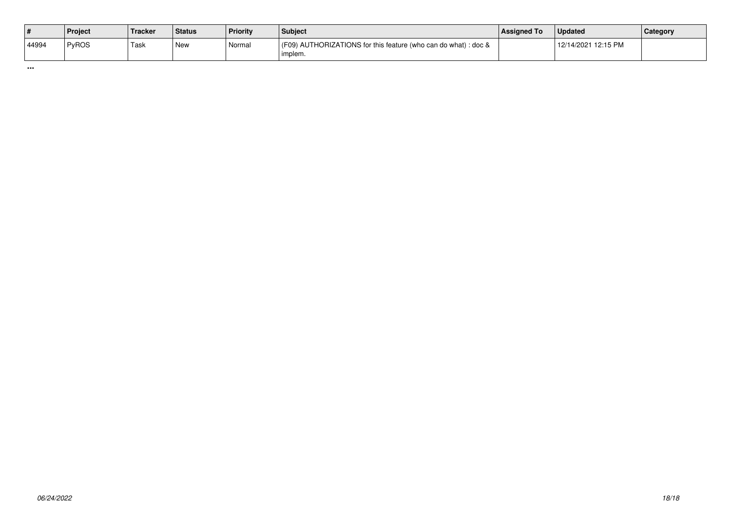| # | Project | Tracker | Status | Priority | Subject | Assigned To | Updated | Category |
|---|---|---|---|---|---|---|---|---|
| 44994 | PyROS | Task | New | Normal | (F09) AUTHORIZATIONS for this feature (who can do what) : doc & implem. | | 12/14/2021 12:15 PM | |

...